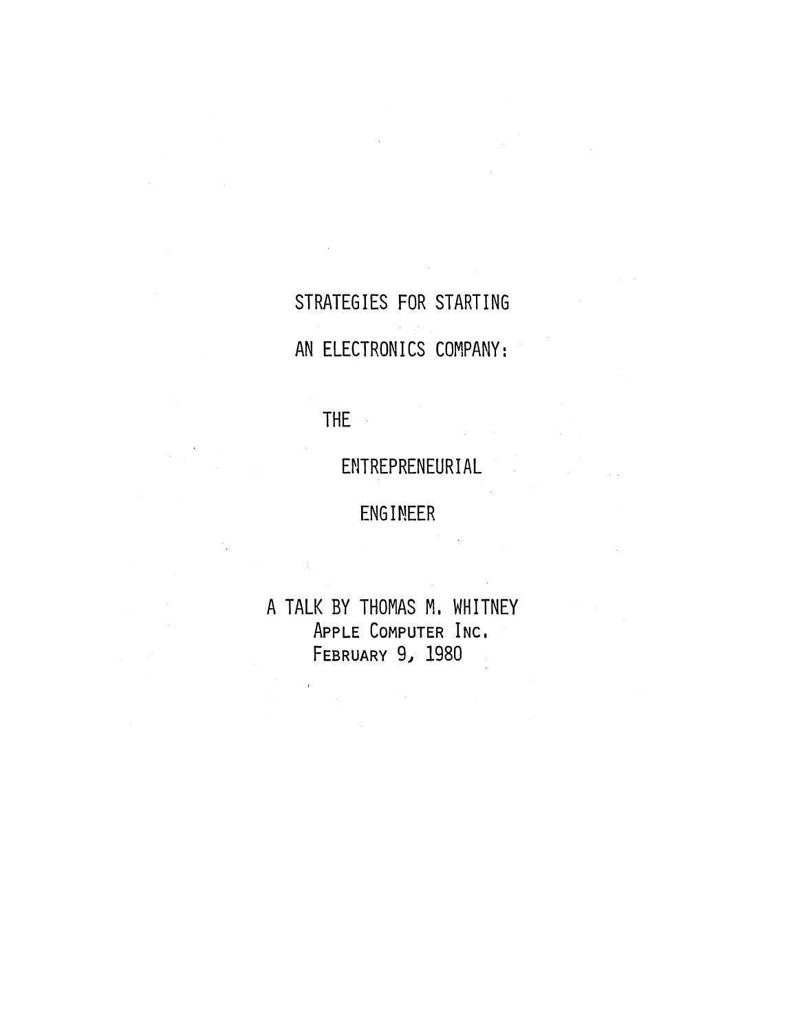# STRATEGIES FOR STARTING AN ELECTRONICS COMPANY:

## THE ENTREPRENEURIAL ENGINEER

A TALK BY THOMAS M. WHITNEY
APPLE COMPUTER INC.
FEBRUARY 9, 1980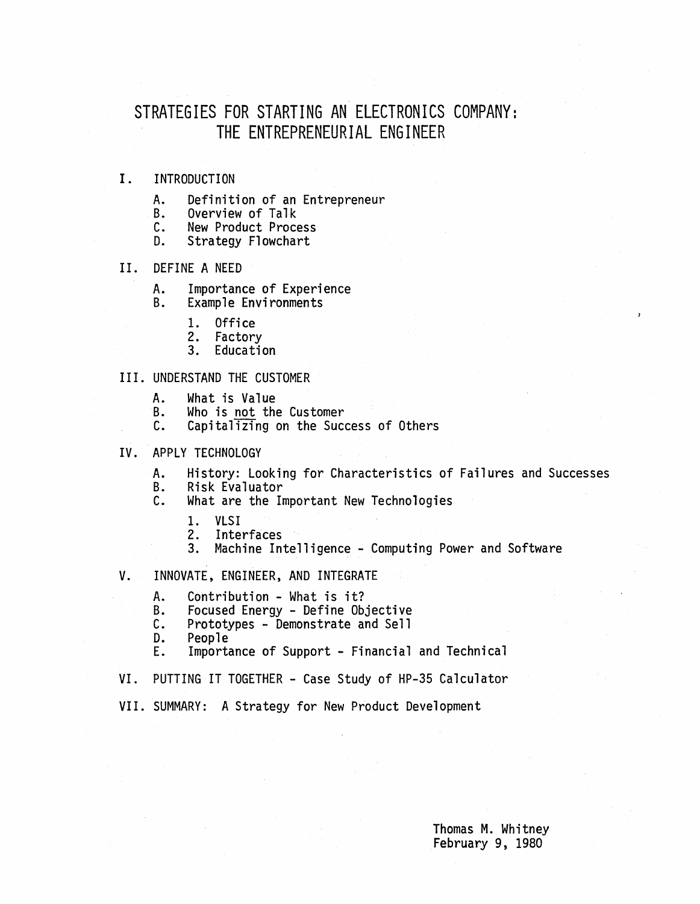# STRATEGIES FOR STARTING AN ELECTRONICS COMPANY: THE ENTREPRENEURIAL ENGINEER

I. INTRODUCTION

   A. Definition of an Entrepreneur
   B. Overview of Talk
   C. New Product Process
   D. Strategy Flowchart

II. DEFINE A NEED

   A. Importance of Experience
   B. Example Environments

      1. Office
      2. Factory
      3. Education

III. UNDERSTAND THE CUSTOMER

   A. What is Value
   B. Who is <u>not</u> the Customer
   C. Capitalizing on the Success of Others

IV. APPLY TECHNOLOGY

   A. History: Looking for Characteristics of Failures and Successes
   B. Risk Evaluator
   C. What are the Important New Technologies

      1. VLSI
      2. Interfaces
      3. Machine Intelligence - Computing Power and Software

V. INNOVATE, ENGINEER, AND INTEGRATE

   A. Contribution - What is it?
   B. Focused Energy - Define Objective
   C. Prototypes - Demonstrate and Sell
   D. People
   E. Importance of Support - Financial and Technical

VI. PUTTING IT TOGETHER - Case Study of HP-35 Calculator

VII. SUMMARY: A Strategy for New Product Development

Thomas M. Whitney
February 9, 1980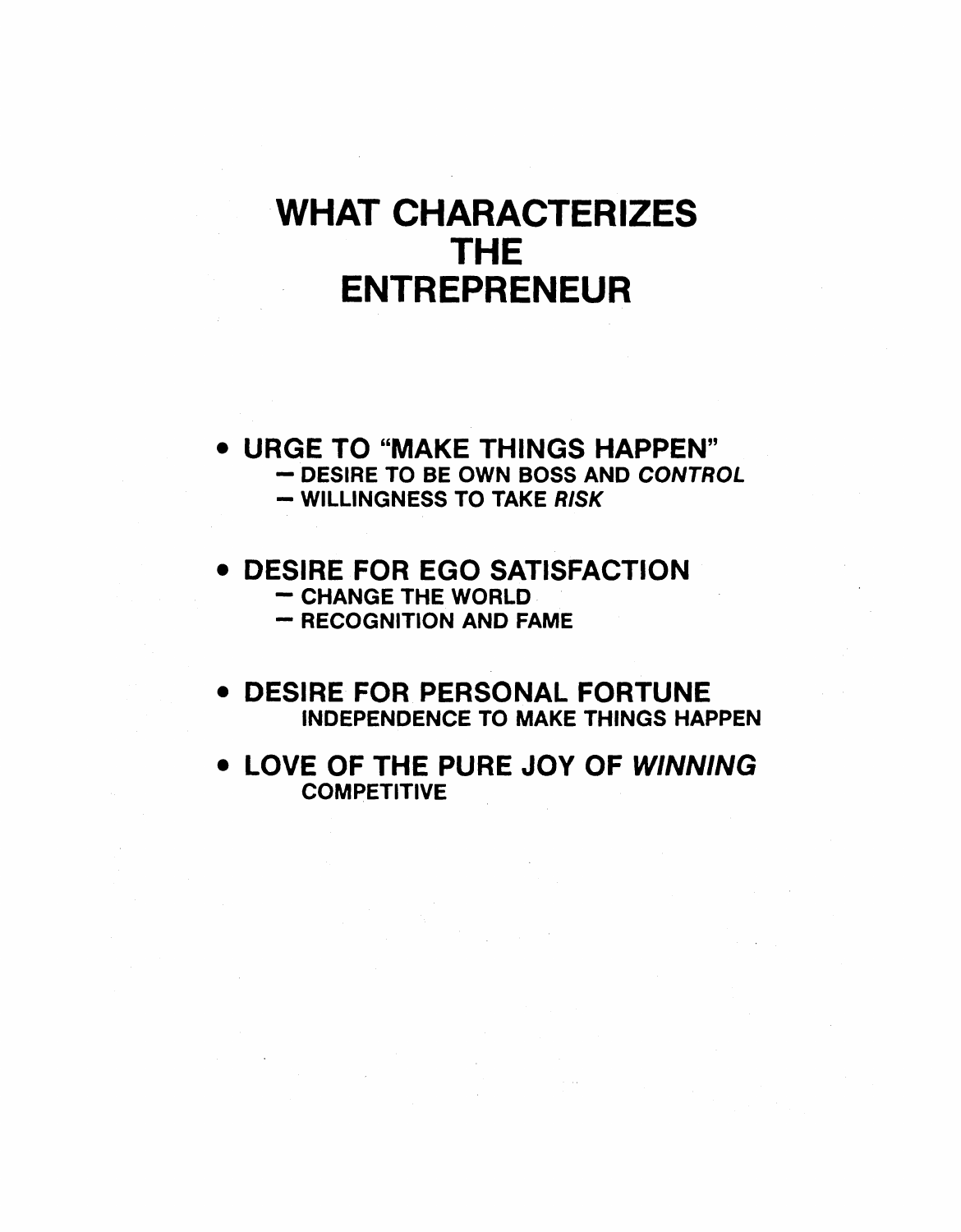# WHAT CHARACTERIZES THE ENTREPRENEUR

- **URGE TO "MAKE THINGS HAPPEN"**
  - DESIRE TO BE OWN BOSS AND *CONTROL*
  - WILLINGNESS TO TAKE *RISK*

- **DESIRE FOR EGO SATISFACTION**
  - CHANGE THE WORLD
  - RECOGNITION AND FAME

- **DESIRE FOR PERSONAL FORTUNE**
  
  INDEPENDENCE TO MAKE THINGS HAPPEN

- **LOVE OF THE PURE JOY OF *WINNING***
  
  COMPETITIVE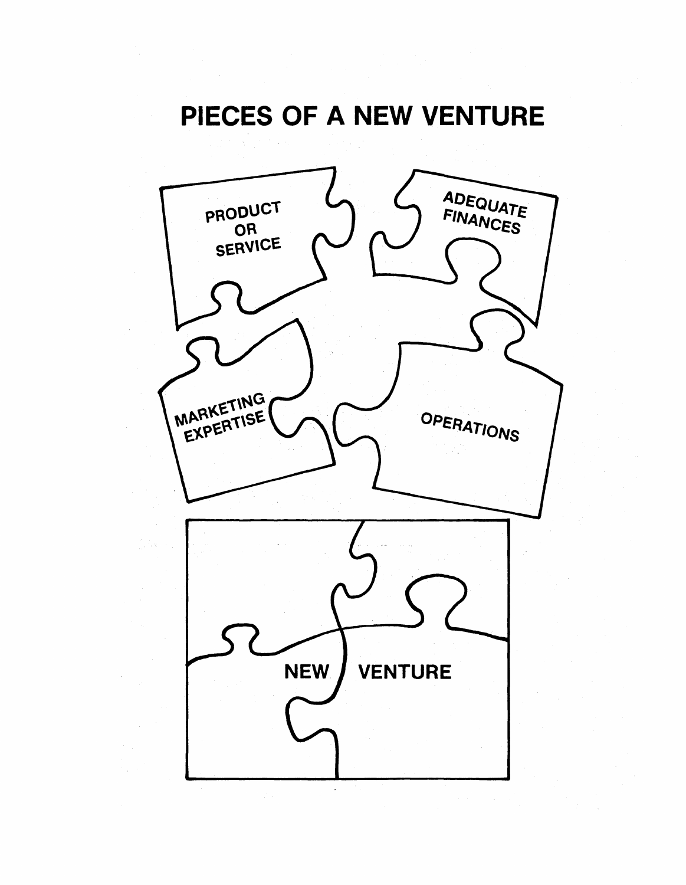# PIECES OF A NEW VENTURE

PRODUCT OR SERVICE

ADEQUATE FINANCES

MARKETING EXPERTISE

OPERATIONS

NEW VENTURE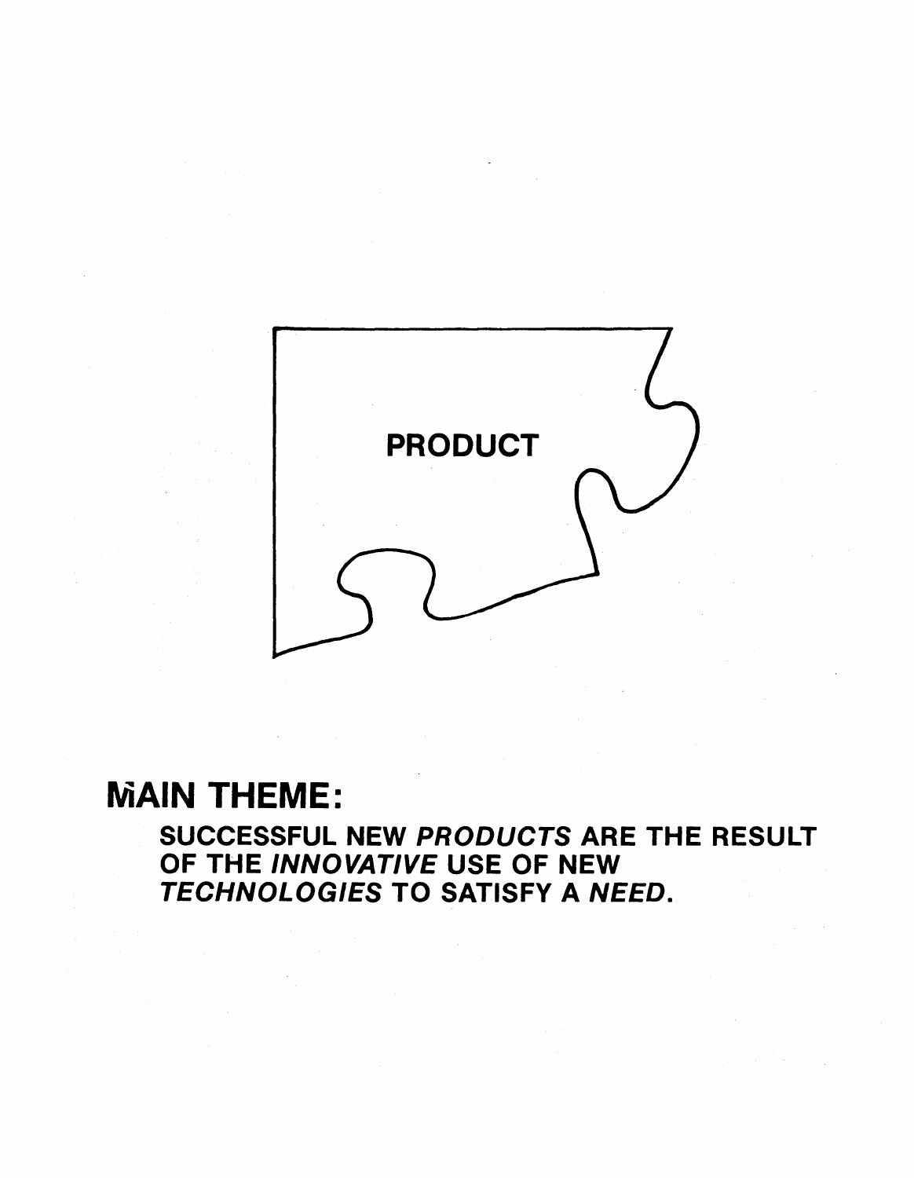PRODUCT

## MAIN THEME:

**SUCCESSFUL NEW *PRODUCTS* ARE THE RESULT OF THE *INNOVATIVE* USE OF NEW *TECHNOLOGIES* TO SATISFY A *NEED*.**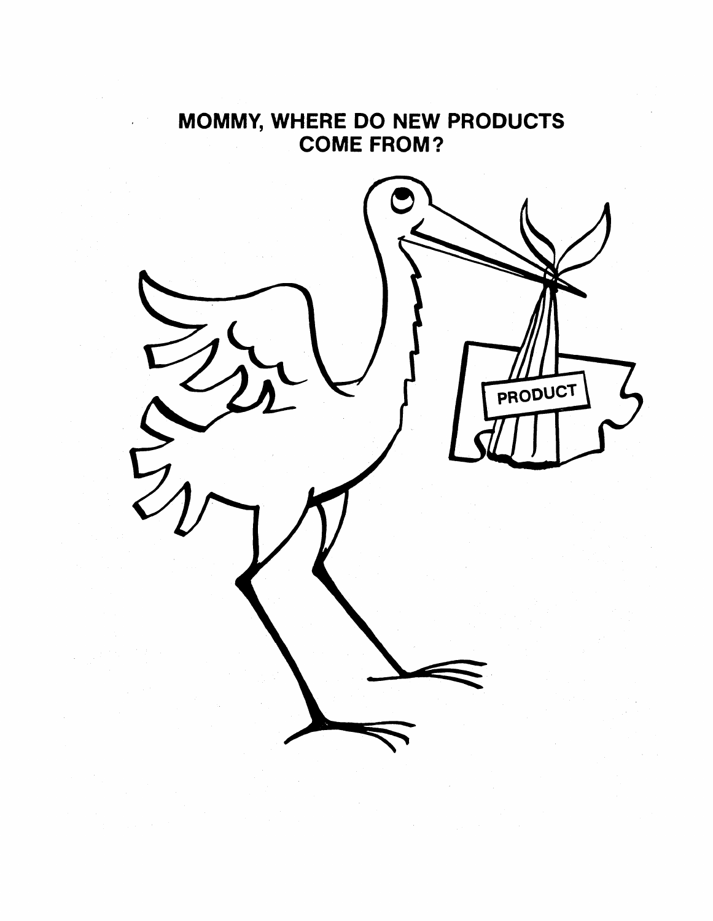# MOMMY, WHERE DO NEW PRODUCTS COME FROM?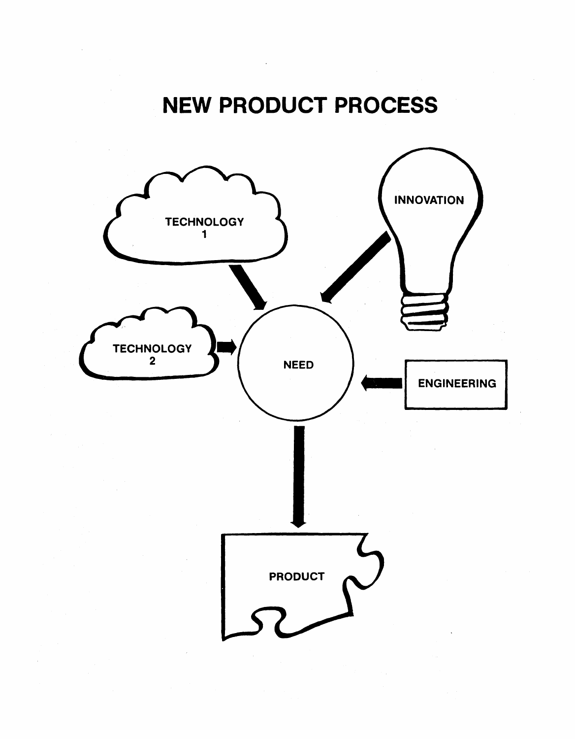# NEW PRODUCT PROCESS

TECHNOLOGY 1

INNOVATION

TECHNOLOGY 2

NEED

ENGINEERING

PRODUCT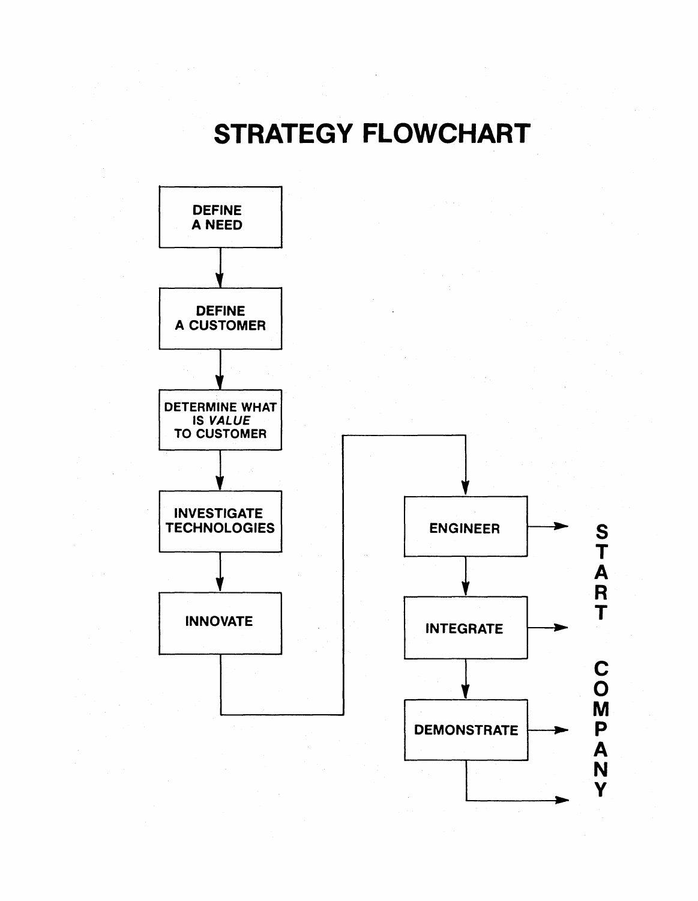# STRATEGY FLOWCHART

DEFINE A NEED

↓

DEFINE A CUSTOMER

↓

DETERMINE WHAT IS *VALUE* TO CUSTOMER

↓

INVESTIGATE TECHNOLOGIES

↓

INNOVATE

↓

ENGINEER → START COMPANY

↓

INTEGRATE → START COMPANY

↓

DEMONSTRATE → START COMPANY

↓

→ START COMPANY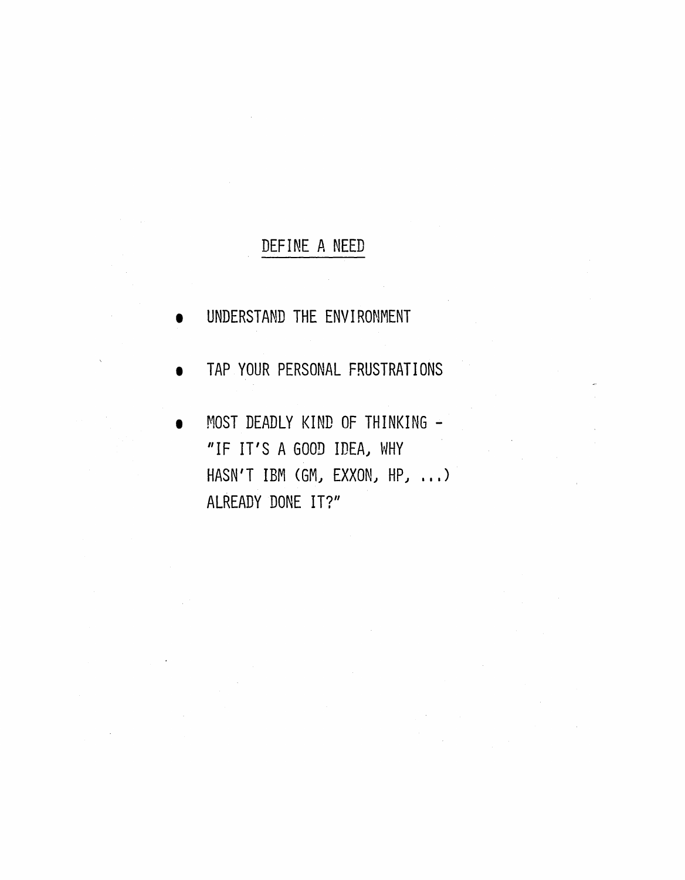## DEFINE A NEED

- UNDERSTAND THE ENVIRONMENT
- TAP YOUR PERSONAL FRUSTRATIONS
- MOST DEADLY KIND OF THINKING - "IF IT'S A GOOD IDEA, WHY HASN'T IBM (GM, EXXON, HP, ...) ALREADY DONE IT?"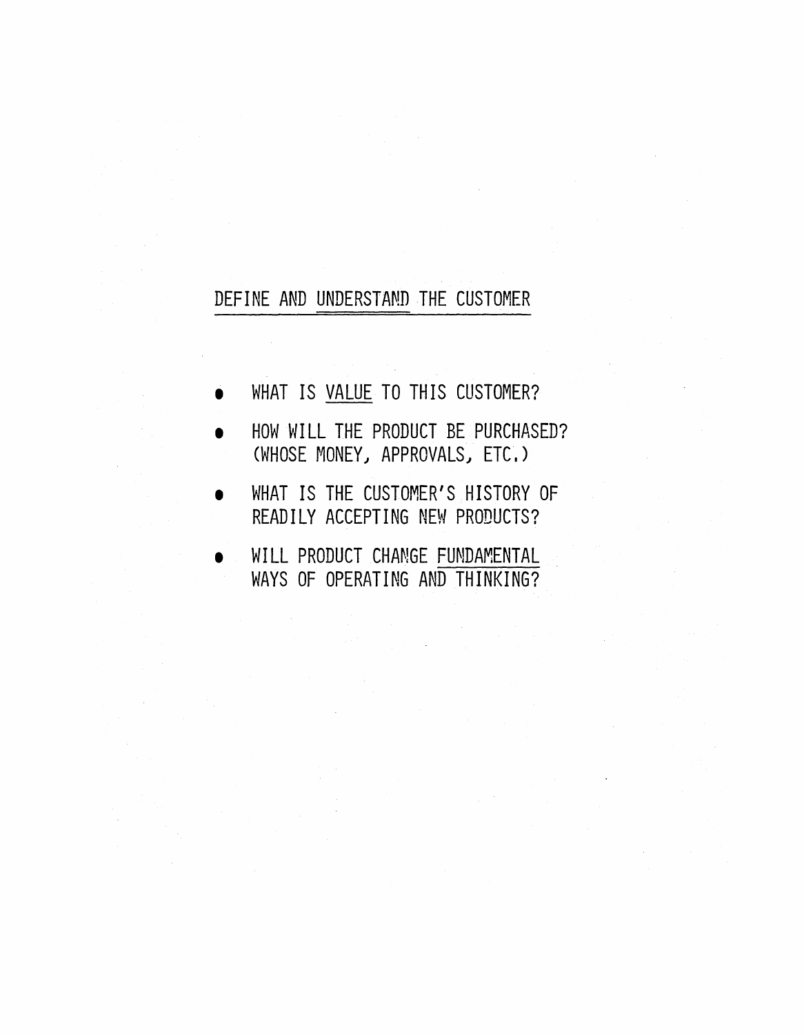## DEFINE AND UNDERSTAND THE CUSTOMER

- WHAT IS VALUE TO THIS CUSTOMER?
- HOW WILL THE PRODUCT BE PURCHASED? (WHOSE MONEY, APPROVALS, ETC.)
- WHAT IS THE CUSTOMER'S HISTORY OF READILY ACCEPTING NEW PRODUCTS?
- WILL PRODUCT CHANGE FUNDAMENTAL WAYS OF OPERATING AND THINKING?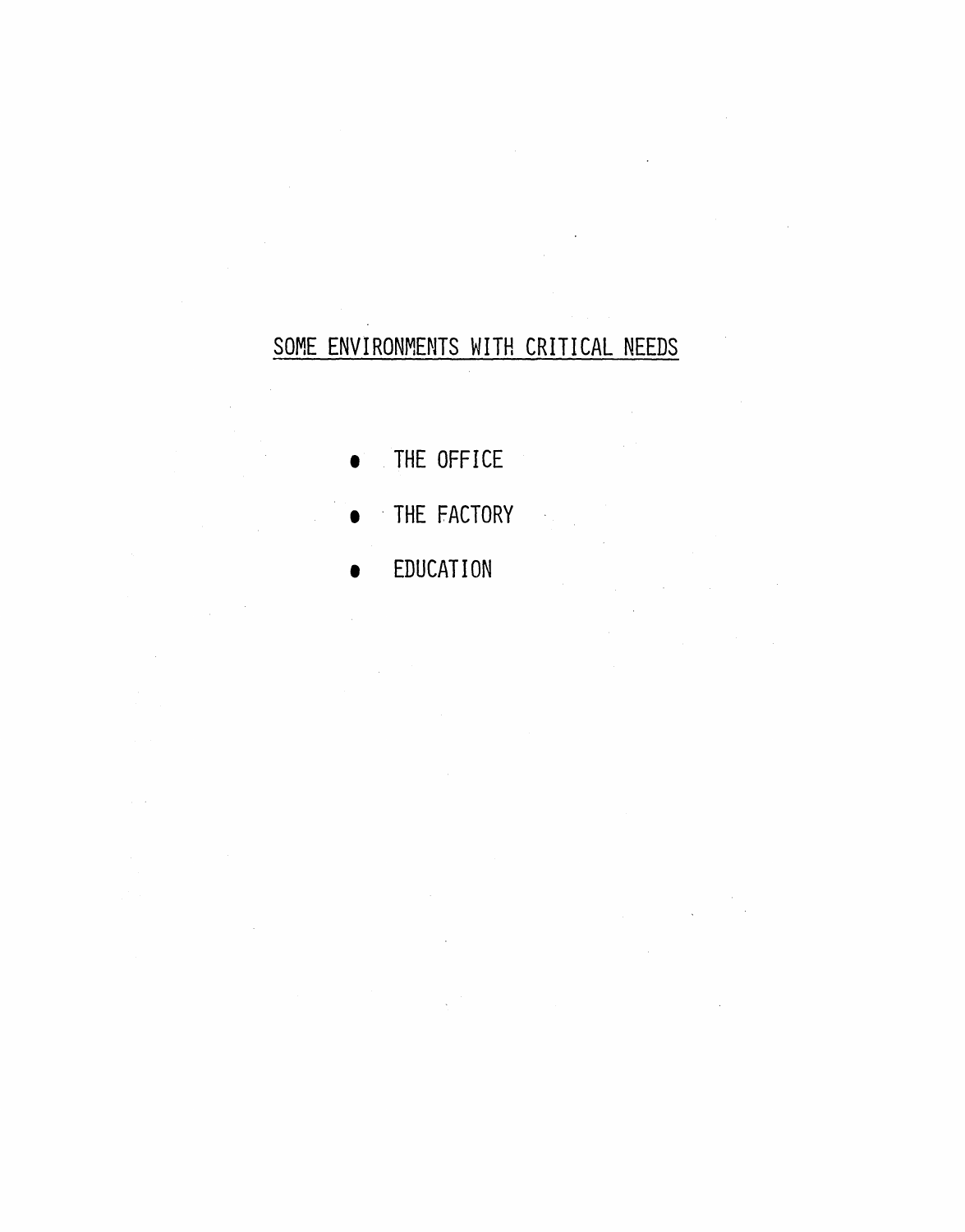## SOME ENVIRONMENTS WITH CRITICAL NEEDS

- THE OFFICE
- THE FACTORY
- EDUCATION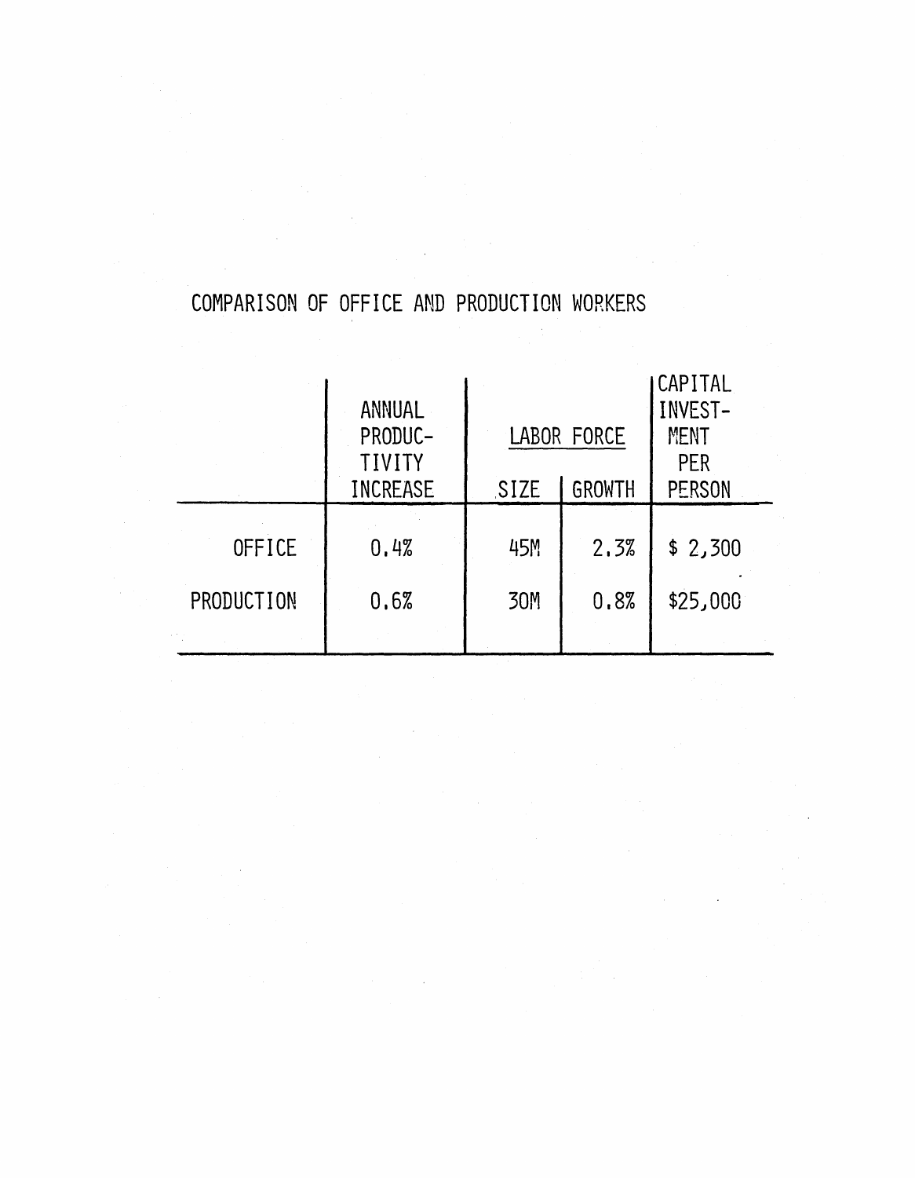COMPARISON OF OFFICE AND PRODUCTION WORKERS

| | ANNUAL PRODUCTIVITY INCREASE | LABOR FORCE | | CAPITAL INVESTMENT PER PERSON |
|---|---|---|---|---|
| | | SIZE | GROWTH | |
| OFFICE | 0.4% | 45M | 2.3% | $ 2,300 |
| PRODUCTION | 0.6% | 30M | 0.8% | $25,000 |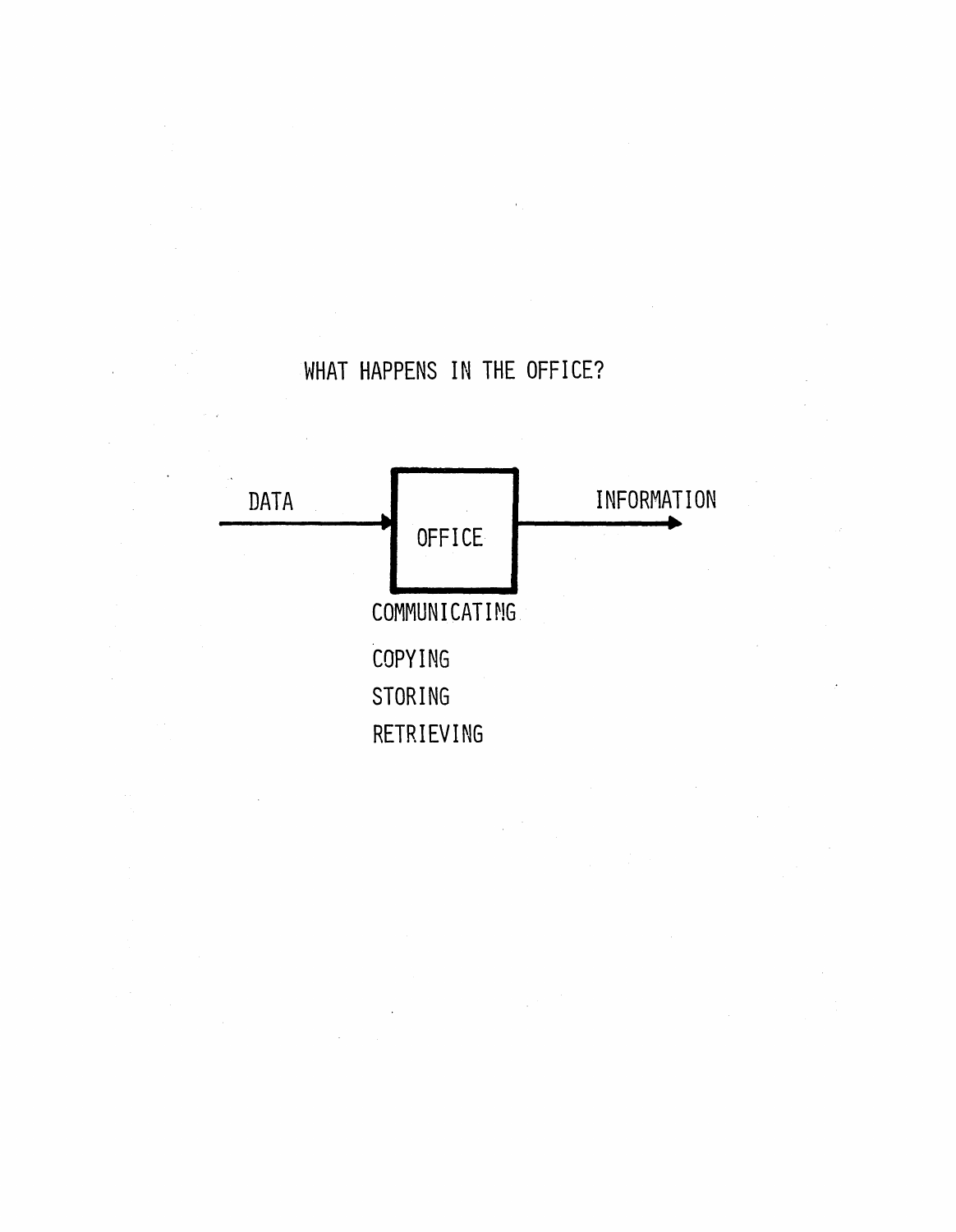# WHAT HAPPENS IN THE OFFICE?

DATA → OFFICE → INFORMATION

COMMUNICATING

COPYING

STORING

RETRIEVING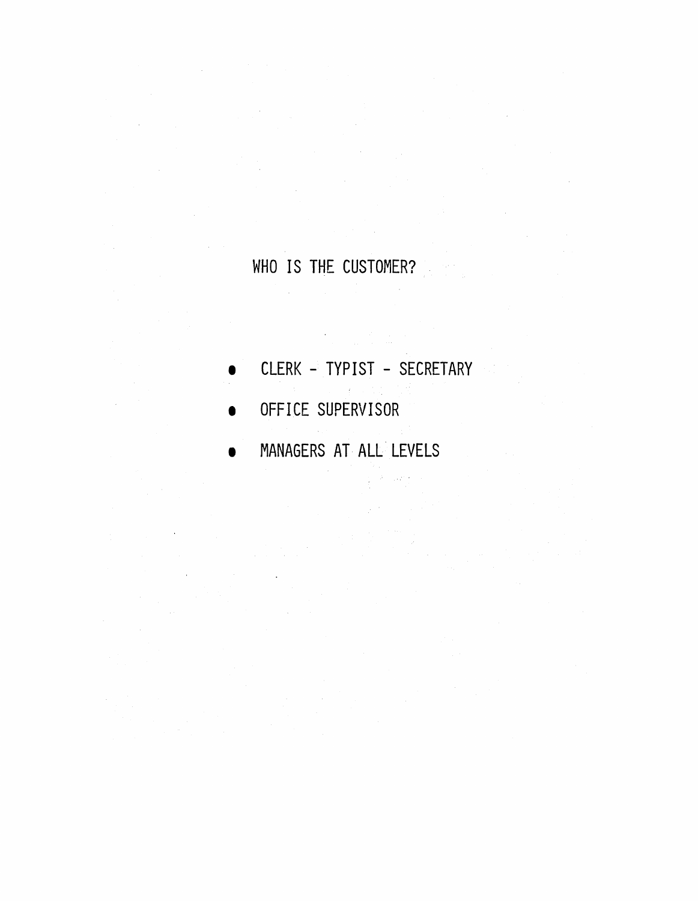## WHO IS THE CUSTOMER?

- CLERK - TYPIST - SECRETARY
- OFFICE SUPERVISOR
- MANAGERS AT ALL LEVELS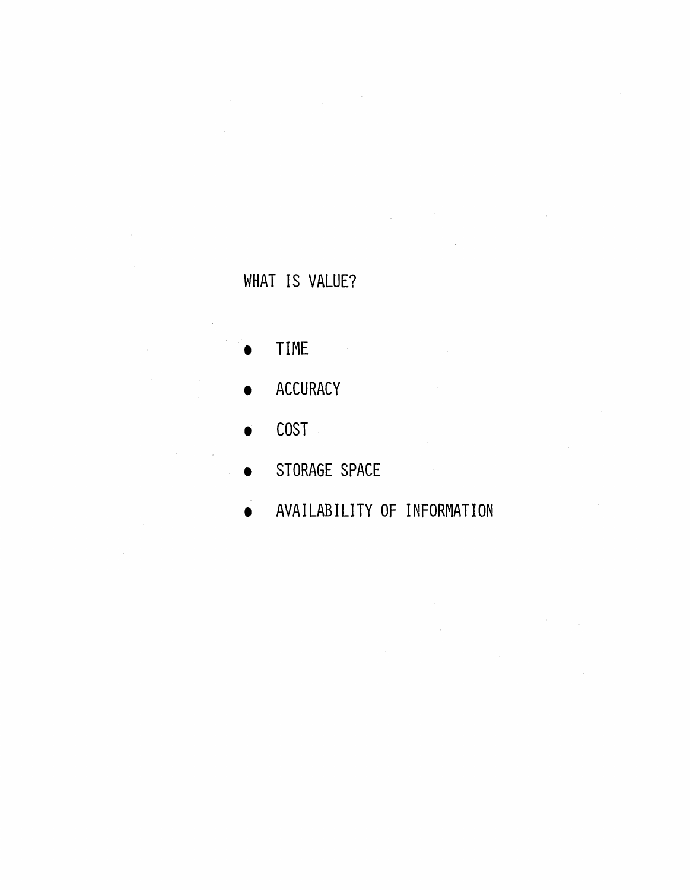WHAT IS VALUE?

- TIME
- ACCURACY
- COST
- STORAGE SPACE
- AVAILABILITY OF INFORMATION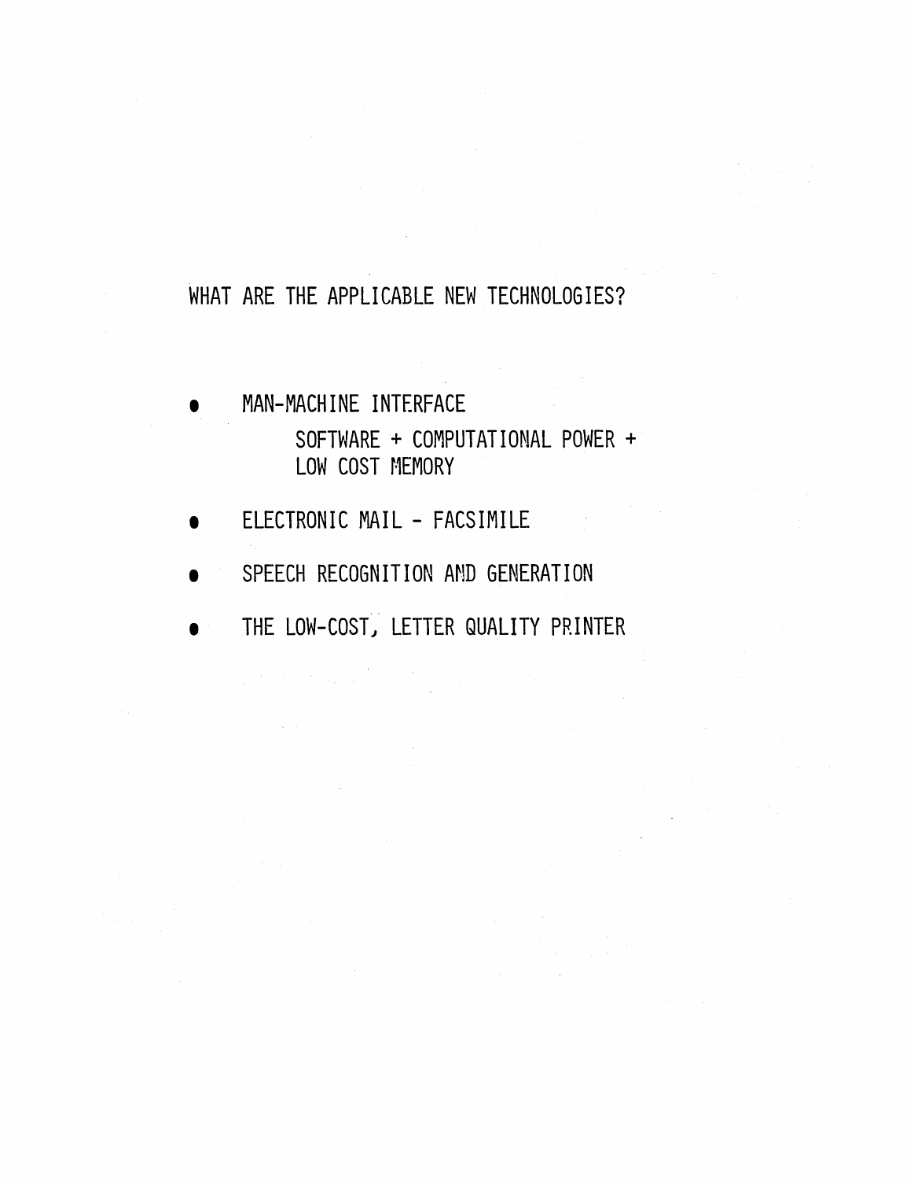## WHAT ARE THE APPLICABLE NEW TECHNOLOGIES?

- MAN-MACHINE INTERFACE

  SOFTWARE + COMPUTATIONAL POWER + LOW COST MEMORY

- ELECTRONIC MAIL - FACSIMILE
- SPEECH RECOGNITION AND GENERATION
- THE LOW-COST, LETTER QUALITY PRINTER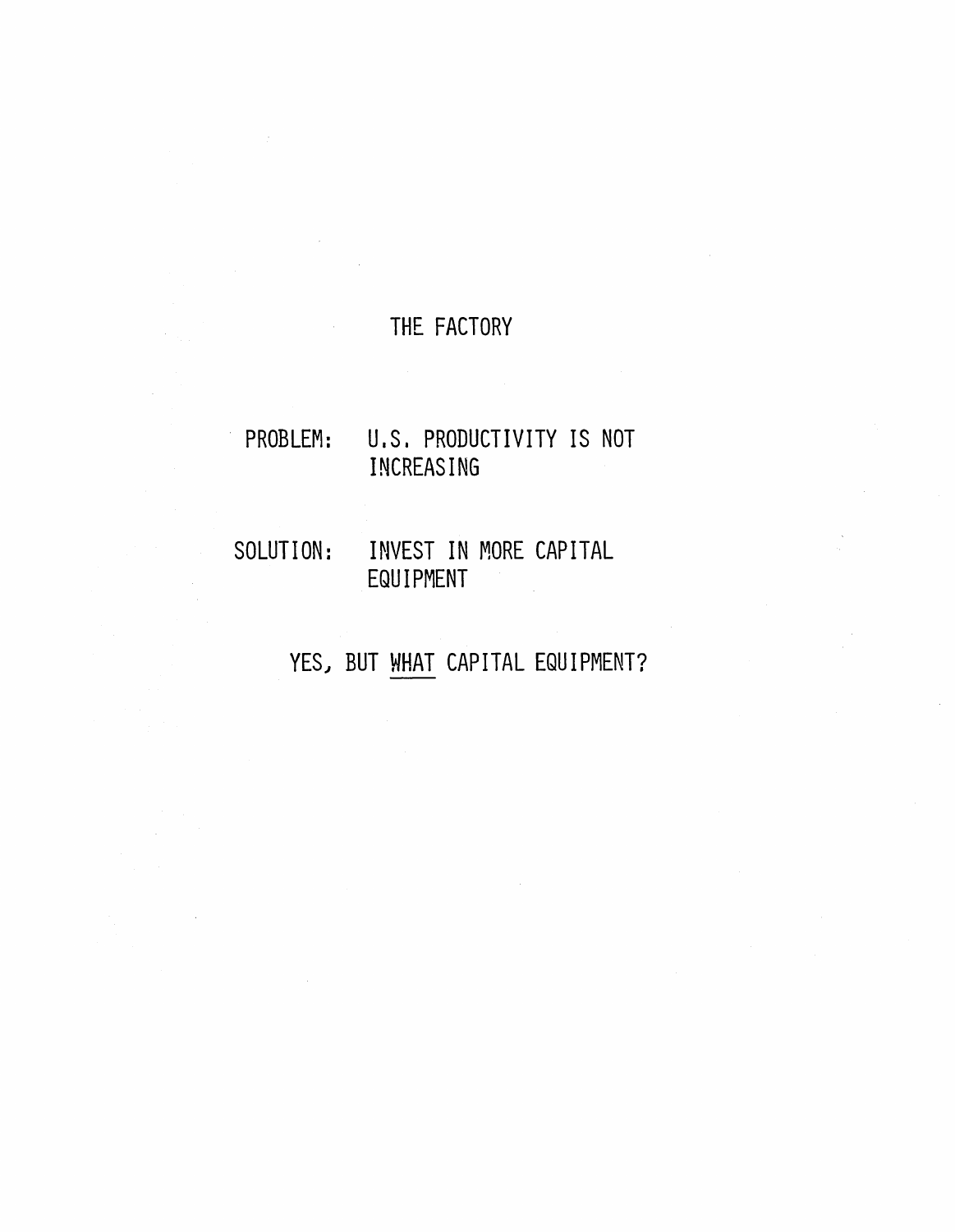# THE FACTORY

**PROBLEM:** U.S. PRODUCTIVITY IS NOT INCREASING

**SOLUTION:** INVEST IN MORE CAPITAL EQUIPMENT

YES, BUT <u>WHAT</u> CAPITAL EQUIPMENT?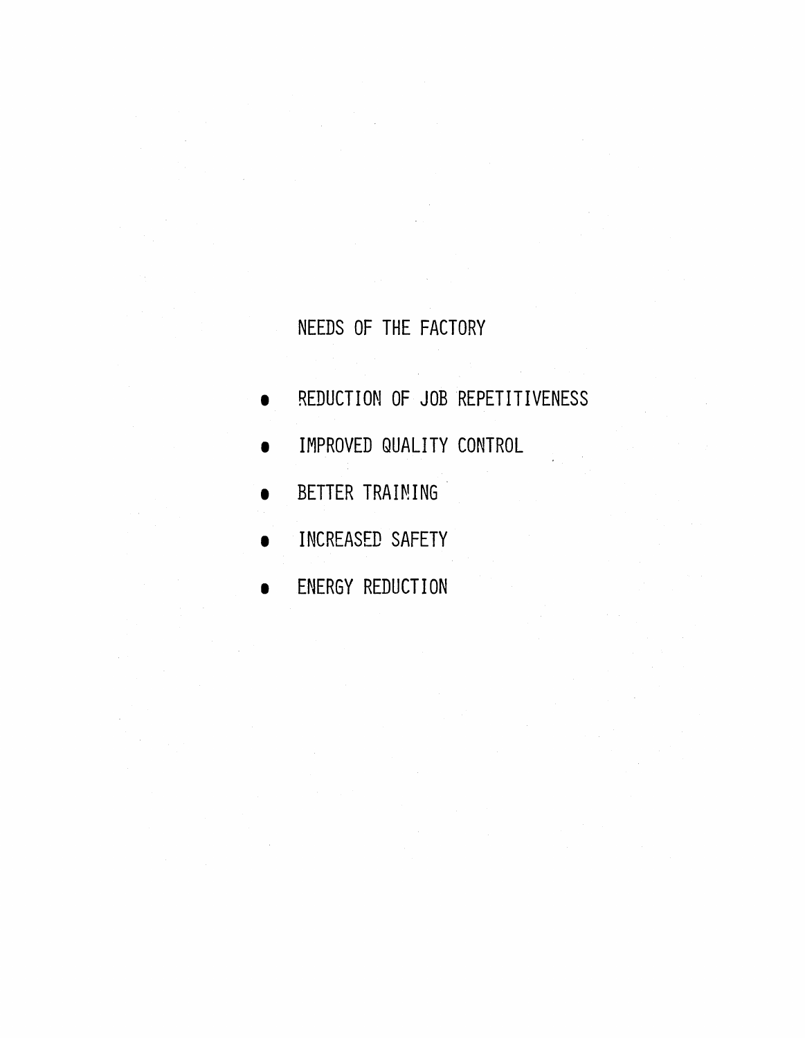## NEEDS OF THE FACTORY

- REDUCTION OF JOB REPETITIVENESS
- IMPROVED QUALITY CONTROL
- BETTER TRAINING
- INCREASED SAFETY
- ENERGY REDUCTION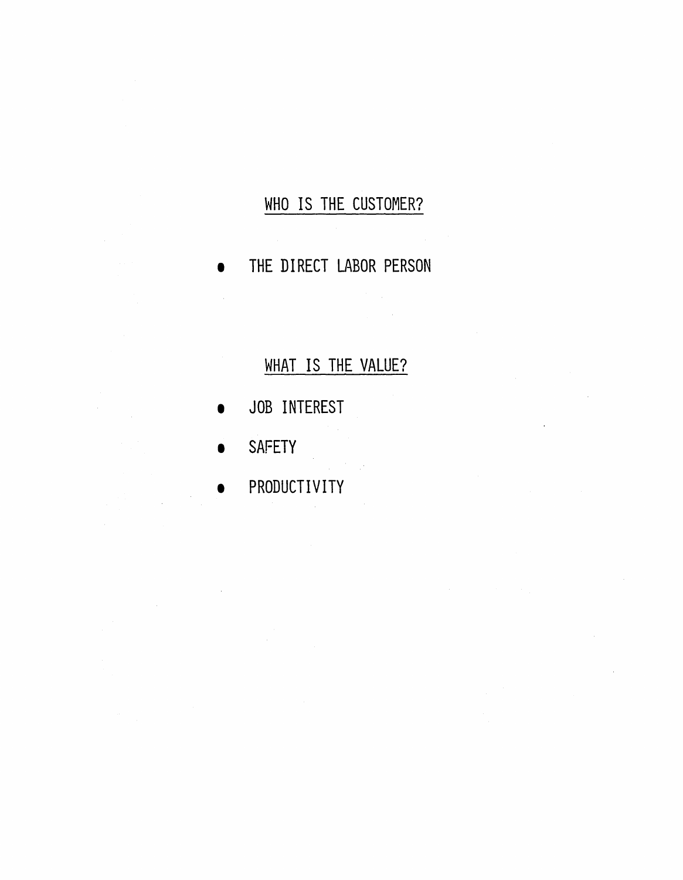## WHO IS THE CUSTOMER?

- THE DIRECT LABOR PERSON

## WHAT IS THE VALUE?

- JOB INTEREST
- SAFETY
- PRODUCTIVITY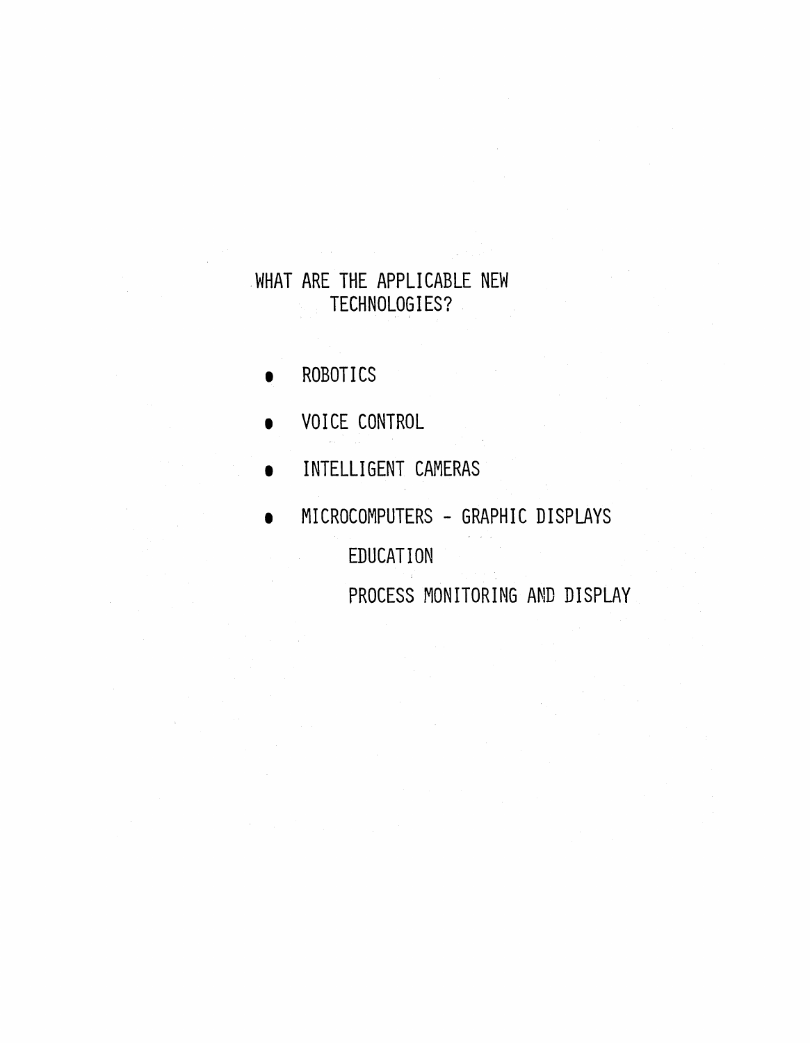# WHAT ARE THE APPLICABLE NEW TECHNOLOGIES?

- ROBOTICS
- VOICE CONTROL
- INTELLIGENT CAMERAS
- MICROCOMPUTERS - GRAPHIC DISPLAYS
  - EDUCATION
  - PROCESS MONITORING AND DISPLAY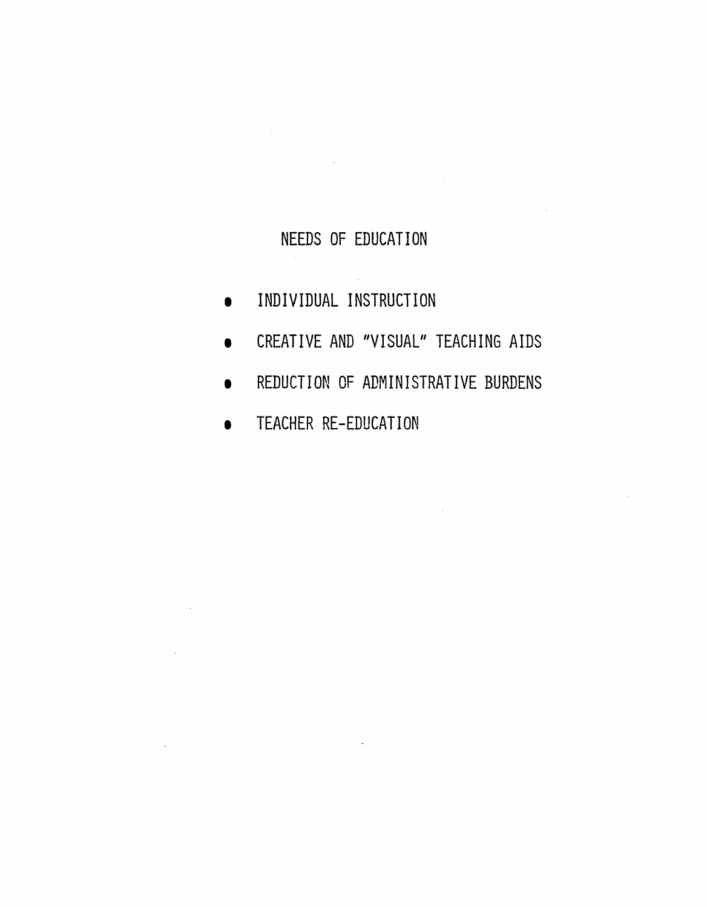## NEEDS OF EDUCATION

- INDIVIDUAL INSTRUCTION
- CREATIVE AND "VISUAL" TEACHING AIDS
- REDUCTION OF ADMINISTRATIVE BURDENS
- TEACHER RE-EDUCATION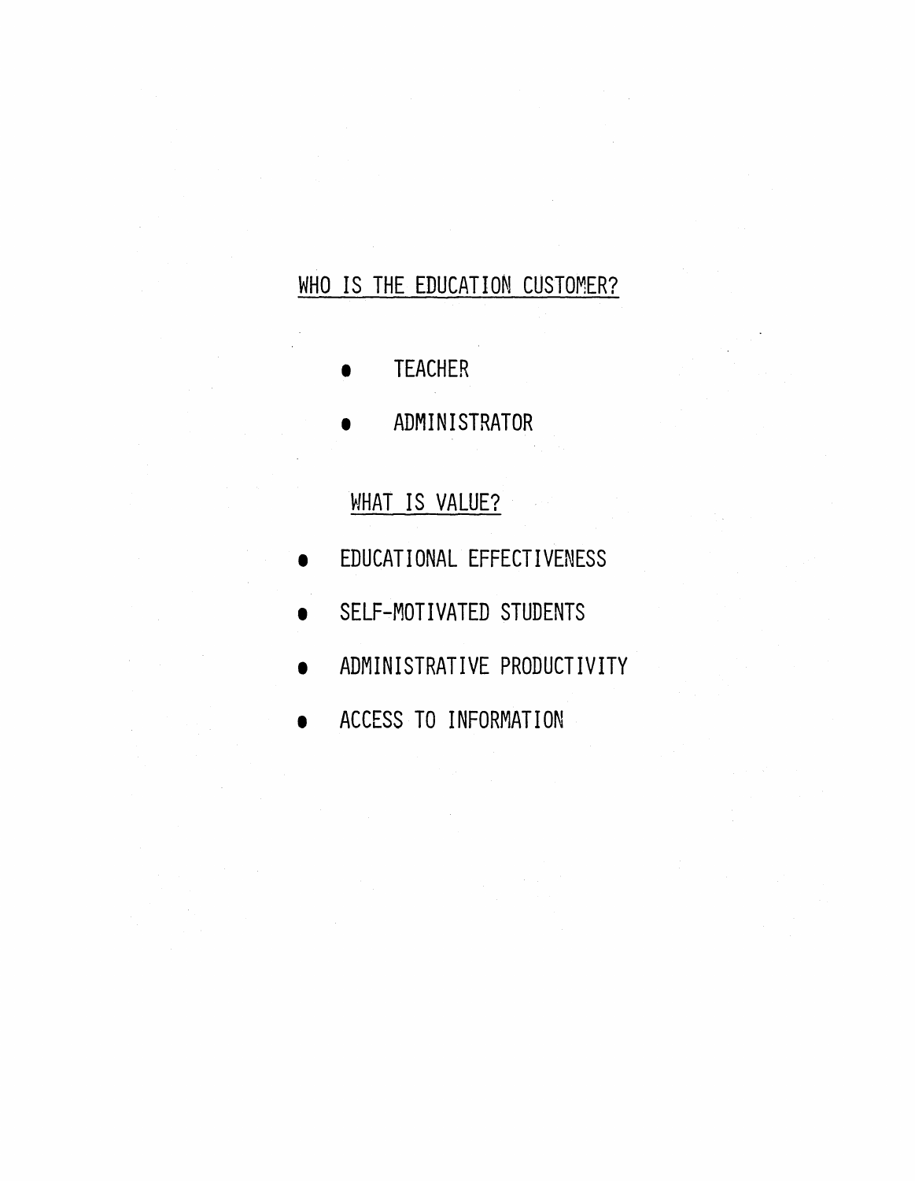## WHO IS THE EDUCATION CUSTOMER?

- TEACHER
- ADMINISTRATOR

## WHAT IS VALUE?

- EDUCATIONAL EFFECTIVENESS
- SELF-MOTIVATED STUDENTS
- ADMINISTRATIVE PRODUCTIVITY
- ACCESS TO INFORMATION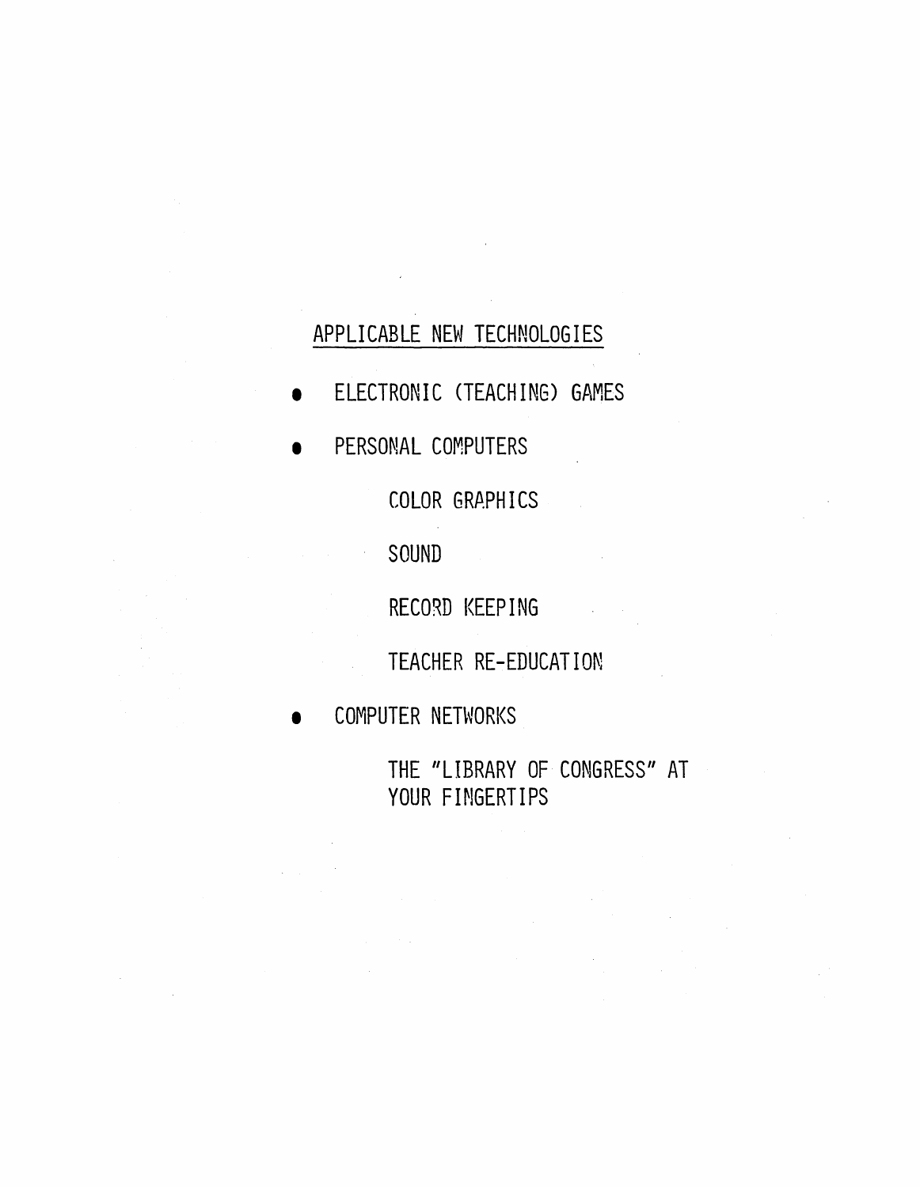## APPLICABLE NEW TECHNOLOGIES

- ELECTRONIC (TEACHING) GAMES
- PERSONAL COMPUTERS
  - COLOR GRAPHICS
  - SOUND
  - RECORD KEEPING
  - TEACHER RE-EDUCATION
- COMPUTER NETWORKS
  - THE "LIBRARY OF CONGRESS" AT YOUR FINGERTIPS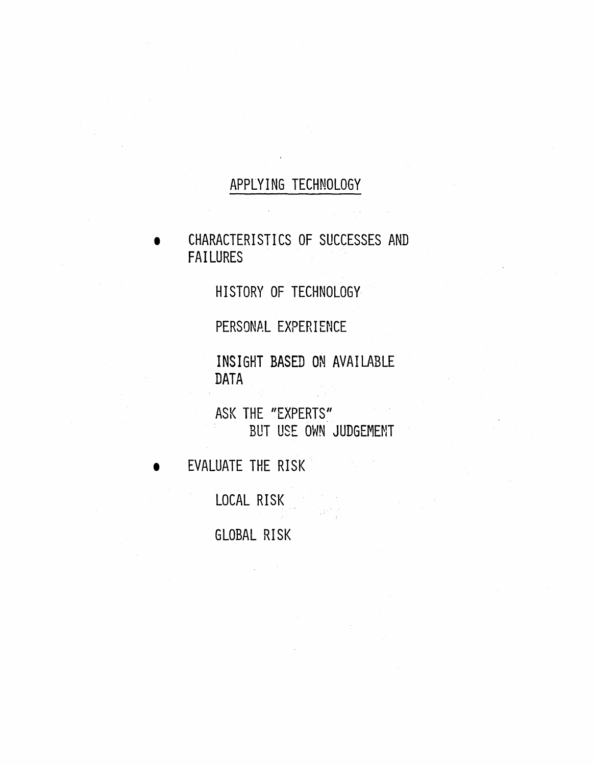## APPLYING TECHNOLOGY

- CHARACTERISTICS OF SUCCESSES AND FAILURES

  HISTORY OF TECHNOLOGY

  PERSONAL EXPERIENCE

  INSIGHT BASED ON AVAILABLE DATA

  ASK THE "EXPERTS"
  BUT USE OWN JUDGEMENT

- EVALUATE THE RISK

  LOCAL RISK

  GLOBAL RISK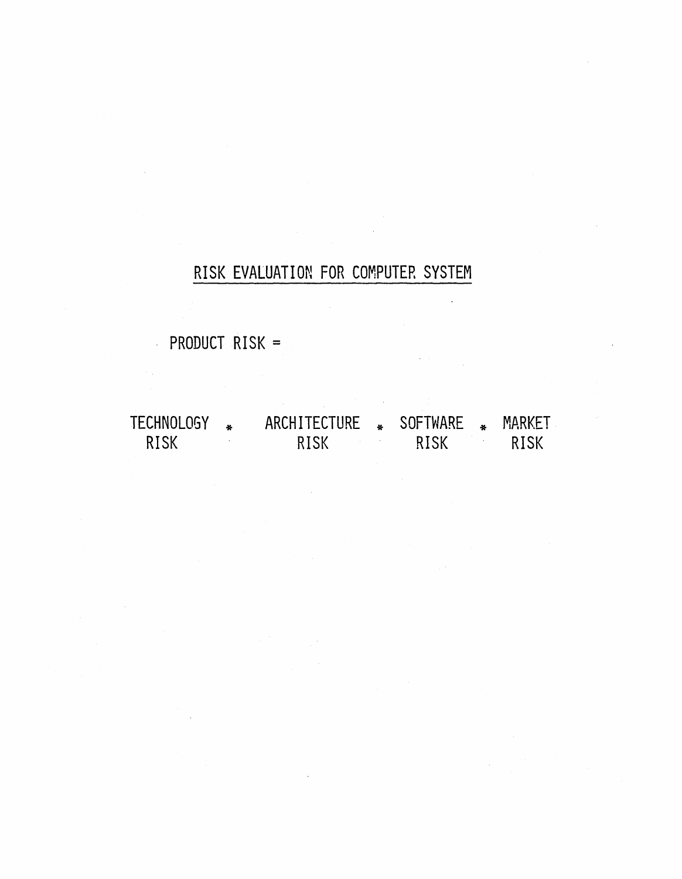## RISK EVALUATION FOR COMPUTER SYSTEM

PRODUCT RISK =

TECHNOLOGY RISK * ARCHITECTURE RISK * SOFTWARE RISK * MARKET RISK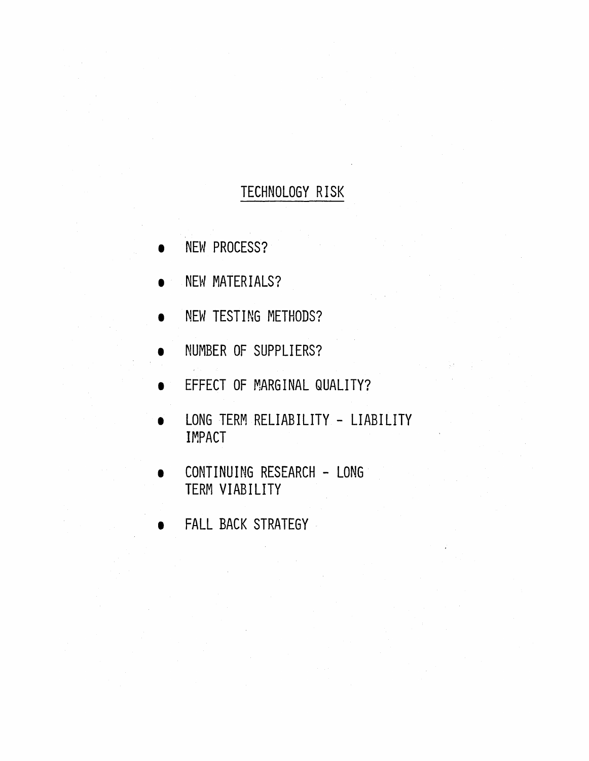# TECHNOLOGY RISK

- NEW PROCESS?
- NEW MATERIALS?
- NEW TESTING METHODS?
- NUMBER OF SUPPLIERS?
- EFFECT OF MARGINAL QUALITY?
- LONG TERM RELIABILITY - LIABILITY IMPACT
- CONTINUING RESEARCH - LONG TERM VIABILITY
- FALL BACK STRATEGY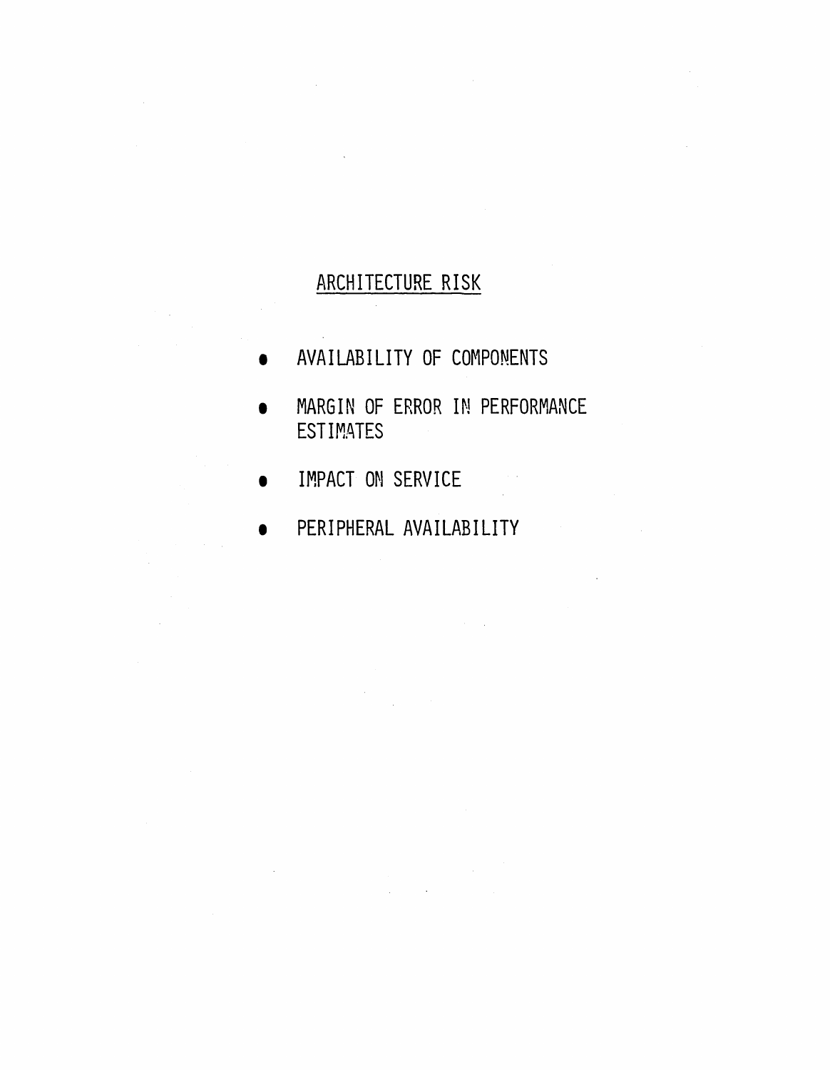## ARCHITECTURE RISK

- AVAILABILITY OF COMPONENTS
- MARGIN OF ERROR IN PERFORMANCE ESTIMATES
- IMPACT ON SERVICE
- PERIPHERAL AVAILABILITY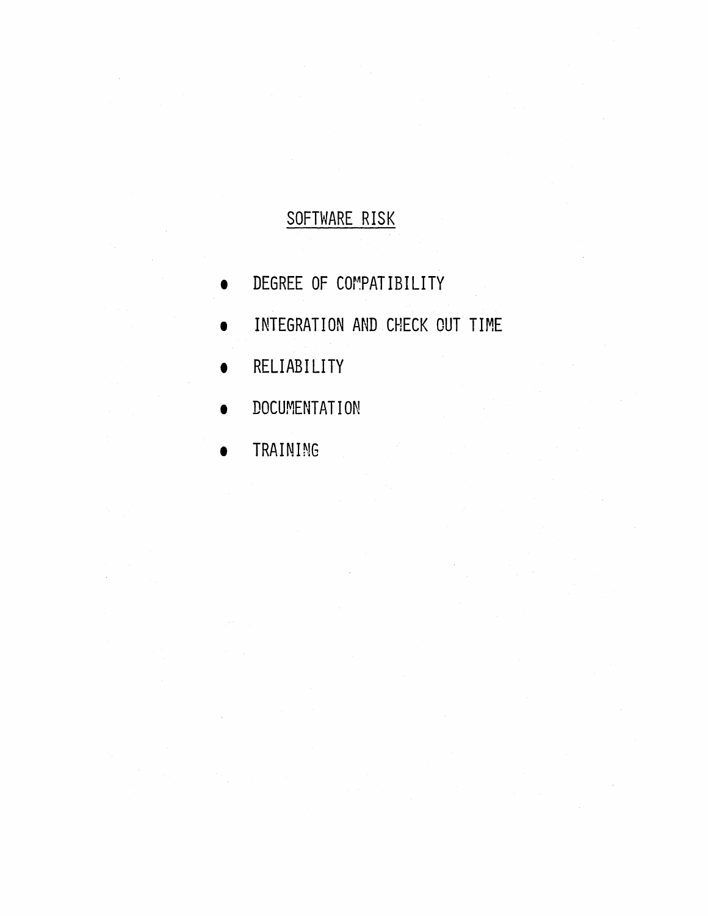## SOFTWARE RISK

- DEGREE OF COMPATIBILITY
- INTEGRATION AND CHECK OUT TIME
- RELIABILITY
- DOCUMENTATION
- TRAINING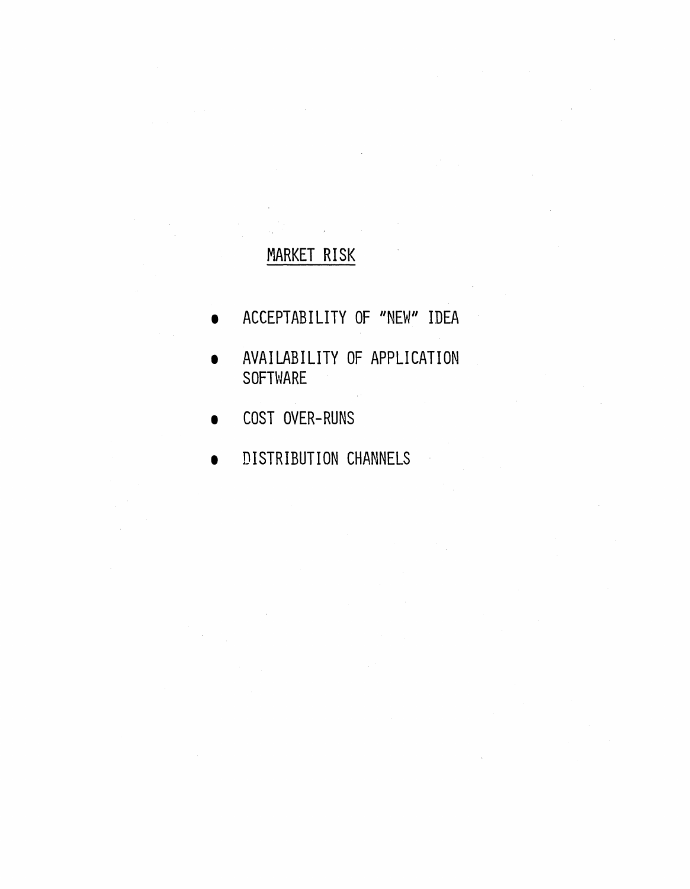## MARKET RISK

- ACCEPTABILITY OF "NEW" IDEA
- AVAILABILITY OF APPLICATION SOFTWARE
- COST OVER-RUNS
- DISTRIBUTION CHANNELS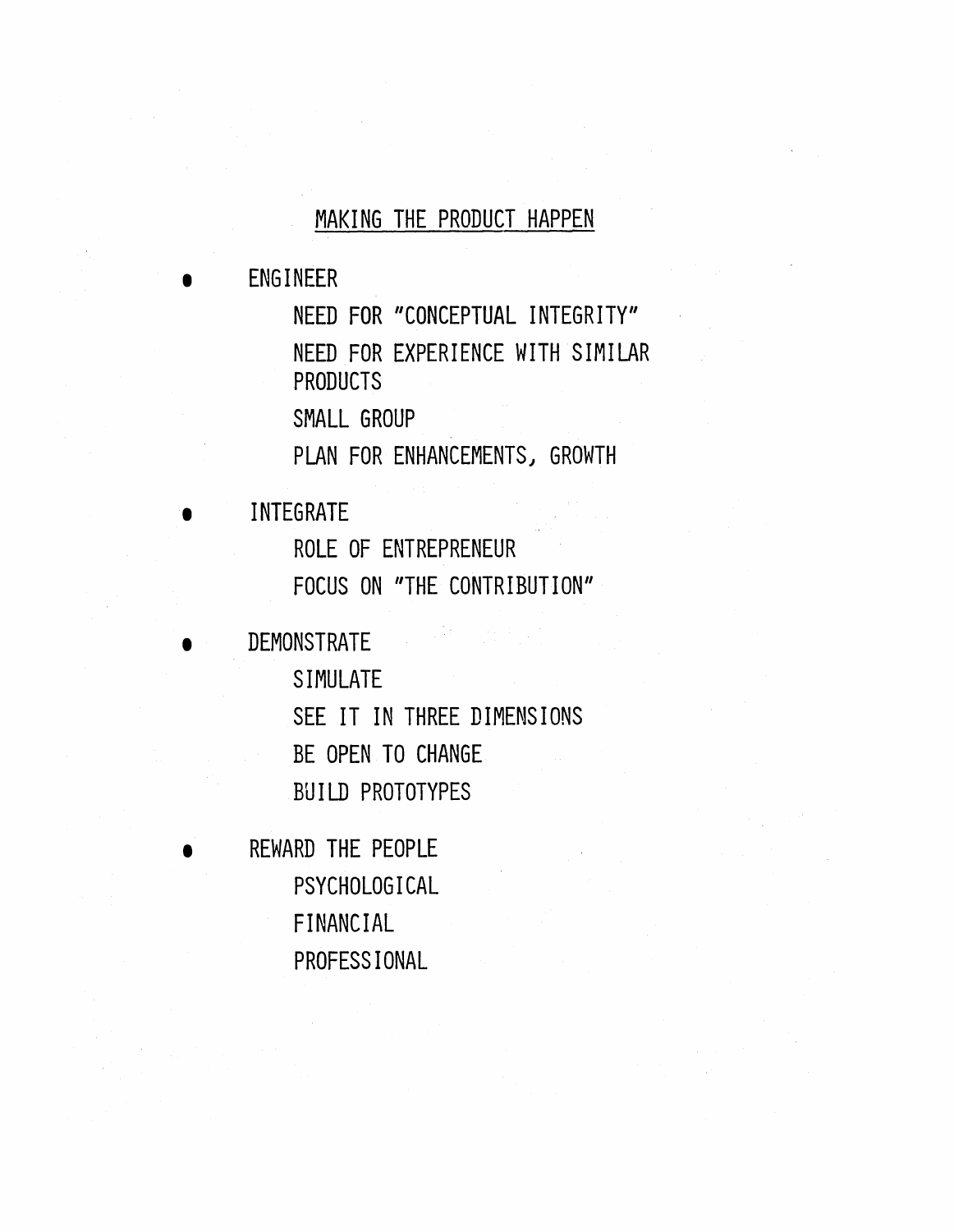## MAKING THE PRODUCT HAPPEN

- ENGINEER
  - NEED FOR "CONCEPTUAL INTEGRITY"
  - NEED FOR EXPERIENCE WITH SIMILAR PRODUCTS
  - SMALL GROUP
  - PLAN FOR ENHANCEMENTS, GROWTH
- INTEGRATE
  - ROLE OF ENTREPRENEUR
  - FOCUS ON "THE CONTRIBUTION"
- DEMONSTRATE
  - SIMULATE
  - SEE IT IN THREE DIMENSIONS
  - BE OPEN TO CHANGE
  - BUILD PROTOTYPES
- REWARD THE PEOPLE
  - PSYCHOLOGICAL
  - FINANCIAL
  - PROFESSIONAL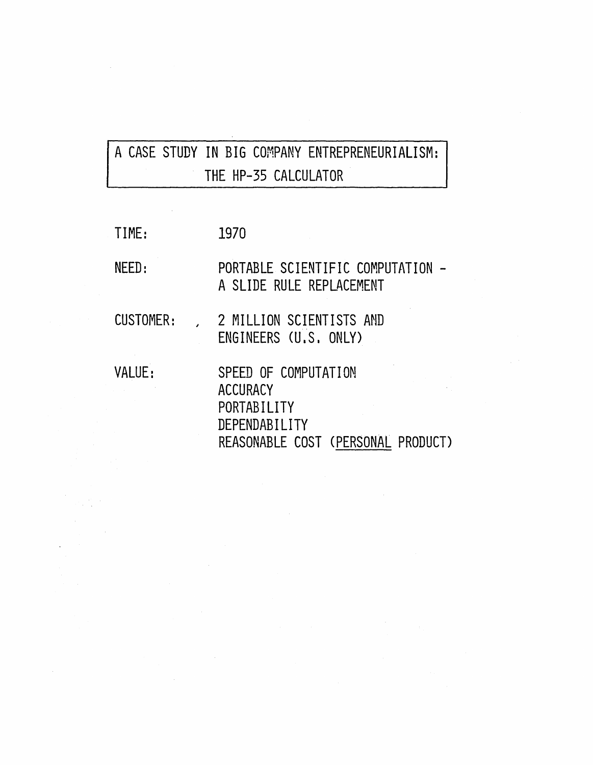# A CASE STUDY IN BIG COMPANY ENTREPRENEURIALISM: THE HP-35 CALCULATOR

| | |
|---|---|
| TIME: | 1970 |
| NEED: | PORTABLE SCIENTIFIC COMPUTATION - A SLIDE RULE REPLACEMENT |
| CUSTOMER: | 2 MILLION SCIENTISTS AND ENGINEERS (U.S. ONLY) |
| VALUE: | SPEED OF COMPUTATION<br>ACCURACY<br>PORTABILITY<br>DEPENDABILITY<br>REASONABLE COST (<u>PERSONAL</u> PRODUCT) |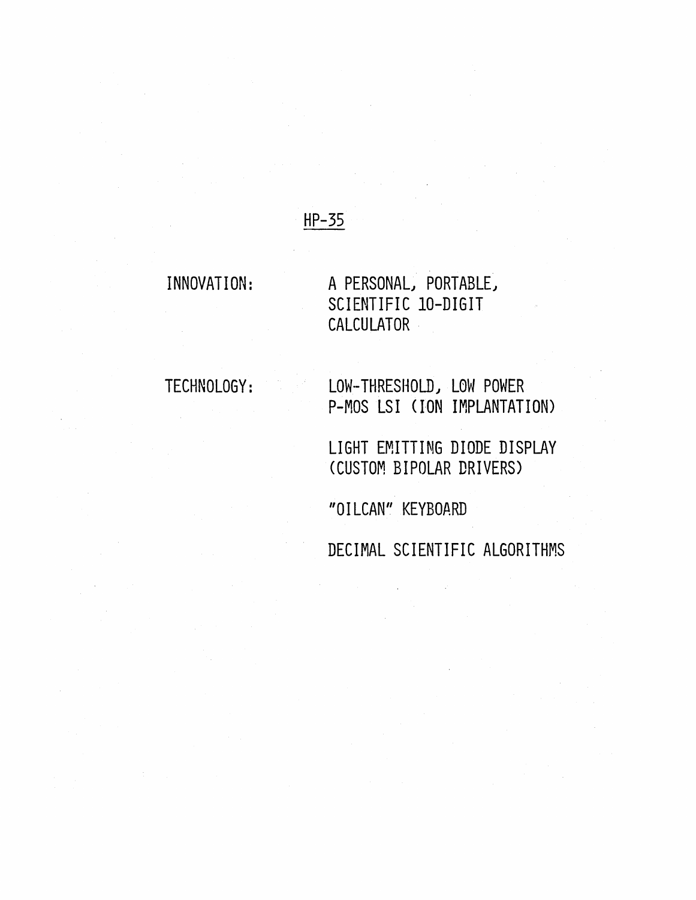## HP-35

INNOVATION: A PERSONAL, PORTABLE, SCIENTIFIC 10-DIGIT CALCULATOR

TECHNOLOGY: LOW-THRESHOLD, LOW POWER P-MOS LSI (ION IMPLANTATION)

LIGHT EMITTING DIODE DISPLAY (CUSTOM BIPOLAR DRIVERS)

"OILCAN" KEYBOARD

DECIMAL SCIENTIFIC ALGORITHMS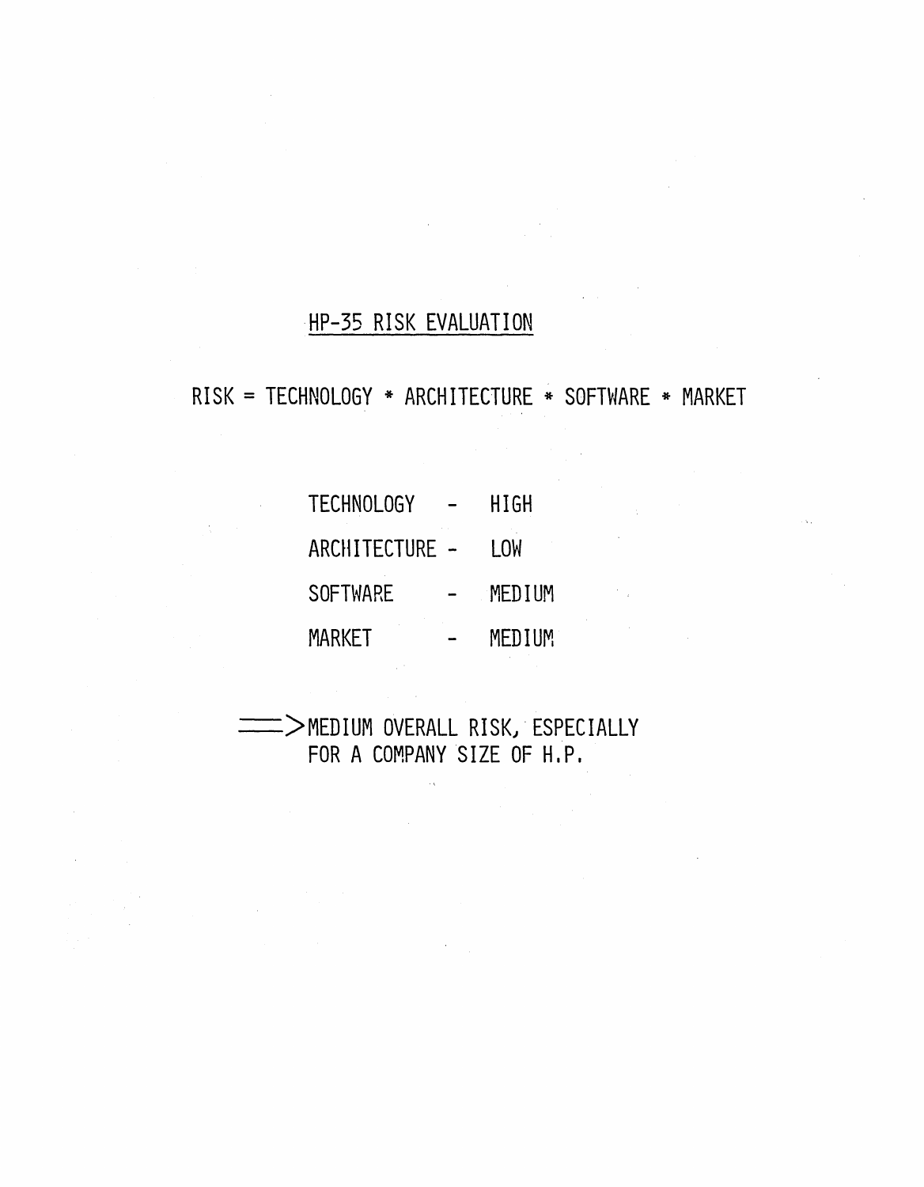## HP-35 RISK EVALUATION

RISK = TECHNOLOGY * ARCHITECTURE * SOFTWARE * MARKET

| | | |
|---|---|---|
| TECHNOLOGY | - | HIGH |
| ARCHITECTURE | - | LOW |
| SOFTWARE | - | MEDIUM |
| MARKET | - | MEDIUM |

==> MEDIUM OVERALL RISK, ESPECIALLY FOR A COMPANY SIZE OF H.P.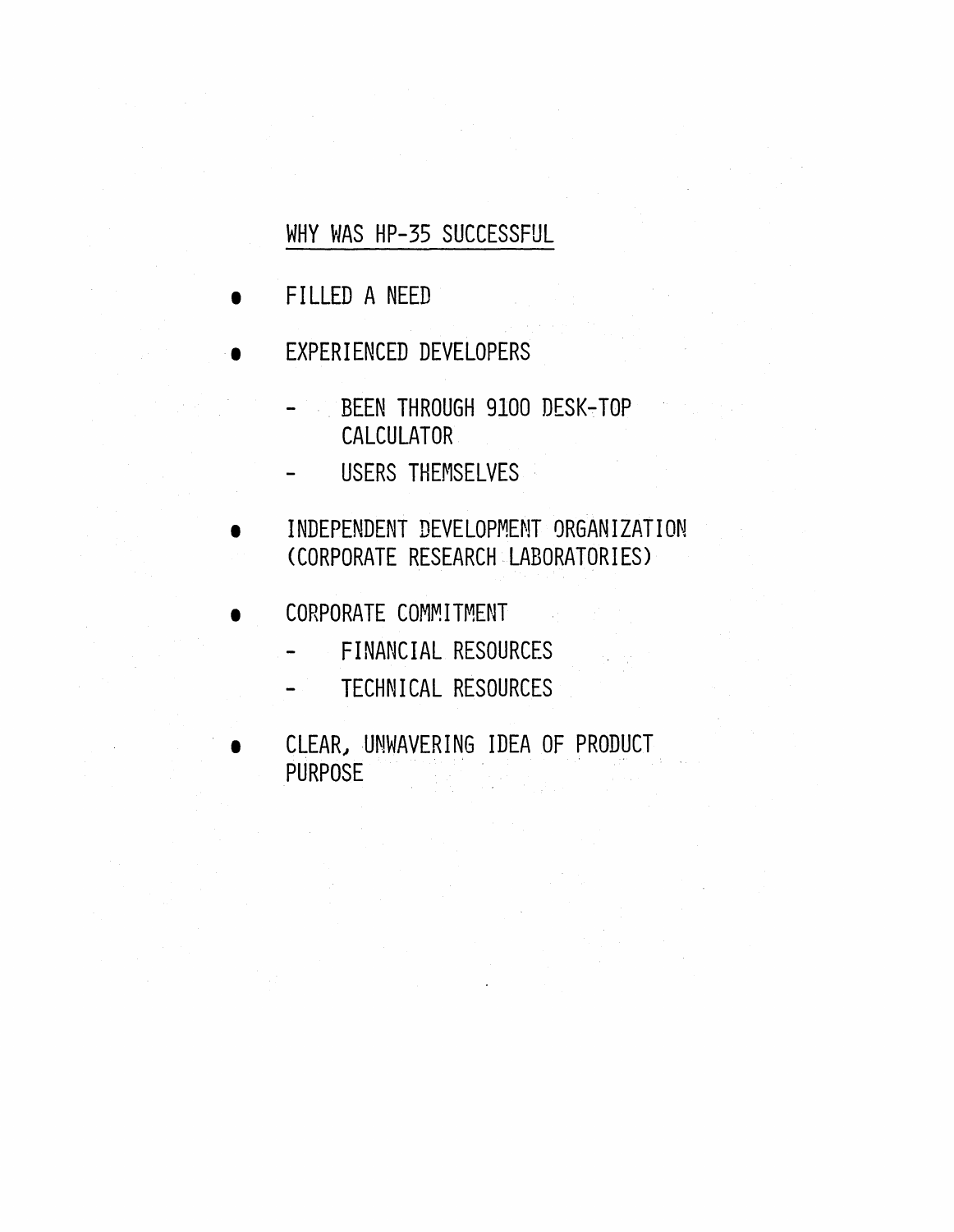## WHY WAS HP-35 SUCCESSFUL

- FILLED A NEED
- EXPERIENCED DEVELOPERS
  - BEEN THROUGH 9100 DESK-TOP CALCULATOR
  - USERS THEMSELVES
- INDEPENDENT DEVELOPMENT ORGANIZATION (CORPORATE RESEARCH LABORATORIES)
- CORPORATE COMMITMENT
  - FINANCIAL RESOURCES
  - TECHNICAL RESOURCES
- CLEAR, UNWAVERING IDEA OF PRODUCT PURPOSE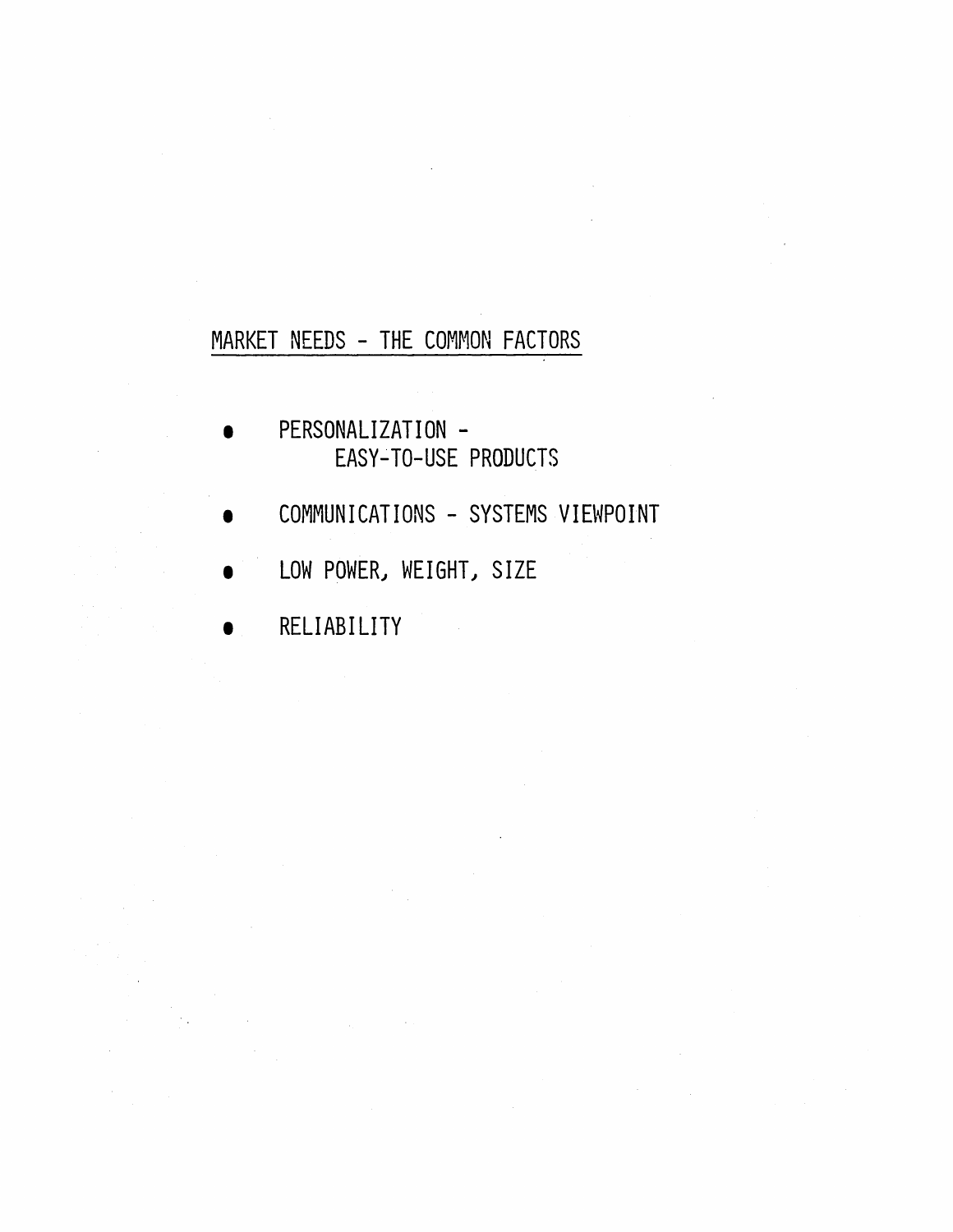## MARKET NEEDS - THE COMMON FACTORS

- PERSONALIZATION -
  EASY-TO-USE PRODUCTS
- COMMUNICATIONS - SYSTEMS VIEWPOINT
- LOW POWER, WEIGHT, SIZE
- RELIABILITY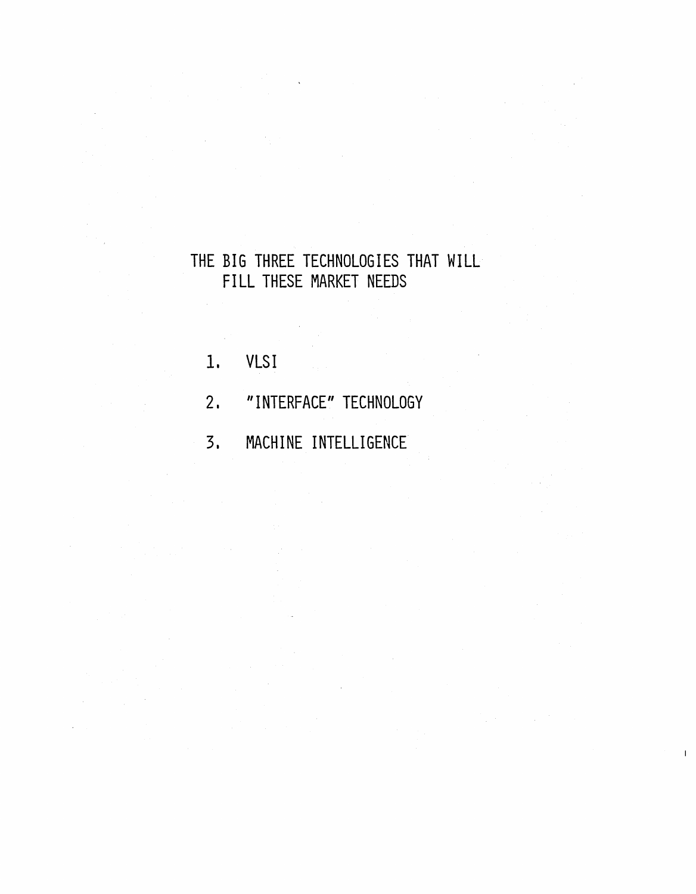# THE BIG THREE TECHNOLOGIES THAT WILL FILL THESE MARKET NEEDS

1. VLSI
2. "INTERFACE" TECHNOLOGY
3. MACHINE INTELLIGENCE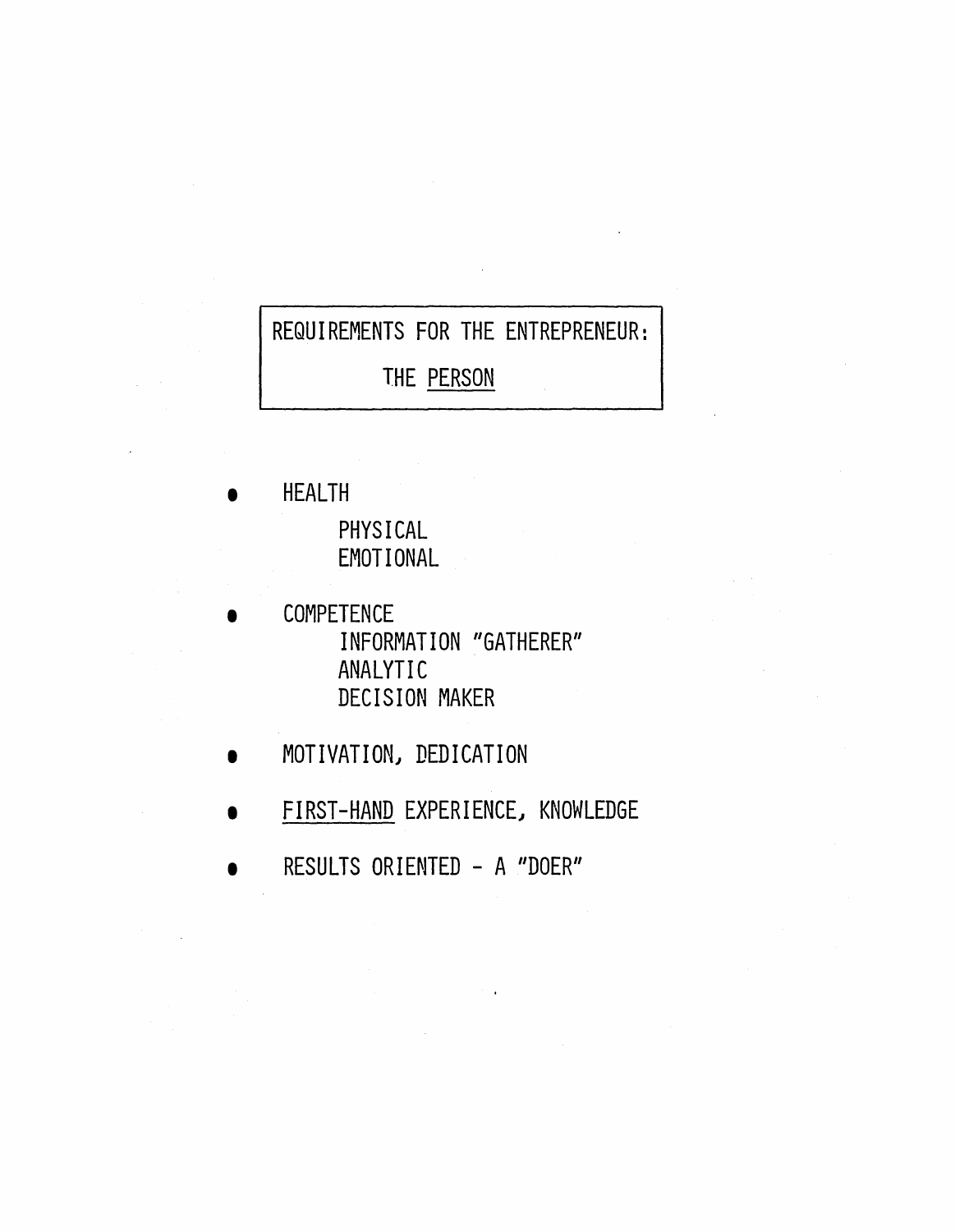## REQUIREMENTS FOR THE ENTREPRENEUR:

## THE PERSON

- HEALTH
  - PHYSICAL
  - EMOTIONAL
- COMPETENCE
  - INFORMATION "GATHERER"
  - ANALYTIC
  - DECISION MAKER
- MOTIVATION, DEDICATION
- FIRST-HAND EXPERIENCE, KNOWLEDGE
- RESULTS ORIENTED - A "DOER"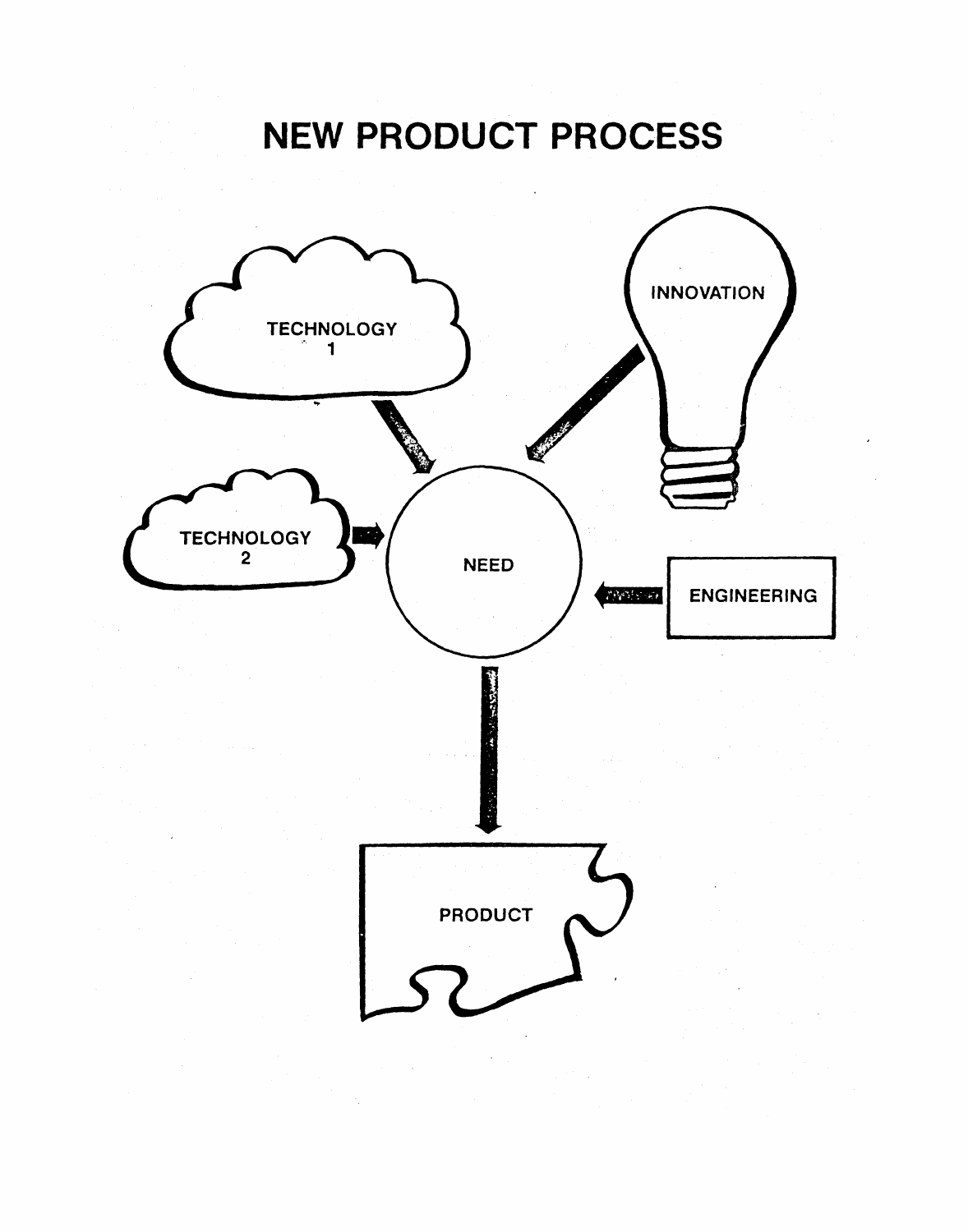# NEW PRODUCT PROCESS

TECHNOLOGY 1

INNOVATION

TECHNOLOGY 2

NEED

ENGINEERING

PRODUCT